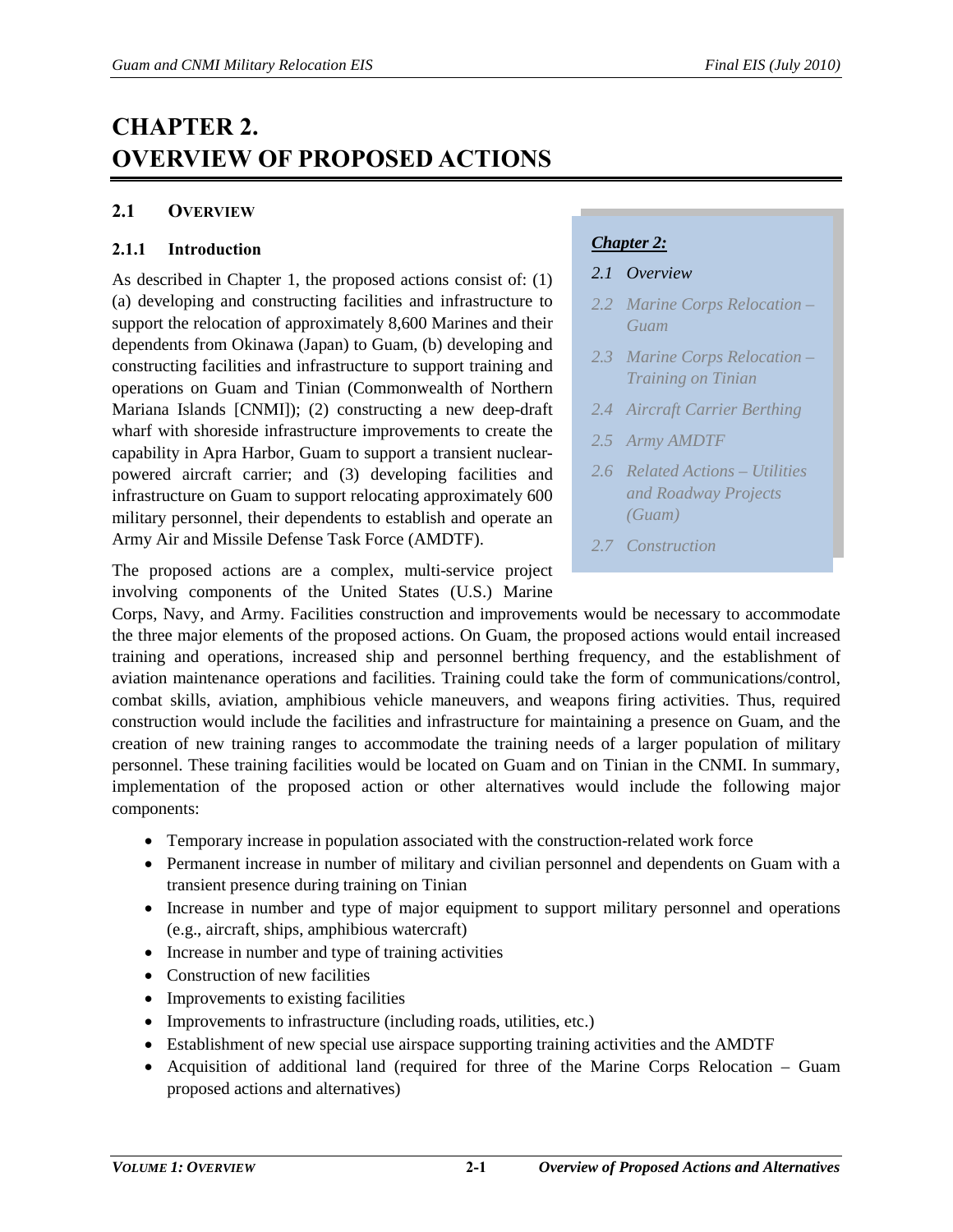# CHAPTER 2.
# OVERVIEW OF PROPOSED ACTIONS

## 2.1 OVERVIEW

### 2.1.1 Introduction

As described in Chapter 1, the proposed actions consist of: (1) (a) developing and constructing facilities and infrastructure to support the relocation of approximately 8,600 Marines and their dependents from Okinawa (Japan) to Guam, (b) developing and constructing facilities and infrastructure to support training and operations on Guam and Tinian (Commonwealth of Northern Mariana Islands [CNMI]); (2) constructing a new deep-draft wharf with shoreside infrastructure improvements to create the capability in Apra Harbor, Guam to support a transient nuclear-powered aircraft carrier; and (3) developing facilities and infrastructure on Guam to support relocating approximately 600 military personnel, their dependents to establish and operate an Army Air and Missile Defense Task Force (AMDTF).

> ***Chapter 2:***
>
> *2.1 Overview*
>
> *2.2 Marine Corps Relocation – Guam*
>
> *2.3 Marine Corps Relocation – Training on Tinian*
>
> *2.4 Aircraft Carrier Berthing*
>
> *2.5 Army AMDTF*
>
> *2.6 Related Actions – Utilities and Roadway Projects (Guam)*
>
> *2.7 Construction*

The proposed actions are a complex, multi-service project involving components of the United States (U.S.) Marine Corps, Navy, and Army. Facilities construction and improvements would be necessary to accommodate the three major elements of the proposed actions. On Guam, the proposed actions would entail increased training and operations, increased ship and personnel berthing frequency, and the establishment of aviation maintenance operations and facilities. Training could take the form of communications/control, combat skills, aviation, amphibious vehicle maneuvers, and weapons firing activities. Thus, required construction would include the facilities and infrastructure for maintaining a presence on Guam, and the creation of new training ranges to accommodate the training needs of a larger population of military personnel. These training facilities would be located on Guam and on Tinian in the CNMI. In summary, implementation of the proposed action or other alternatives would include the following major components:

- Temporary increase in population associated with the construction-related work force
- Permanent increase in number of military and civilian personnel and dependents on Guam with a transient presence during training on Tinian
- Increase in number and type of major equipment to support military personnel and operations (e.g., aircraft, ships, amphibious watercraft)
- Increase in number and type of training activities
- Construction of new facilities
- Improvements to existing facilities
- Improvements to infrastructure (including roads, utilities, etc.)
- Establishment of new special use airspace supporting training activities and the AMDTF
- Acquisition of additional land (required for three of the Marine Corps Relocation – Guam proposed actions and alternatives)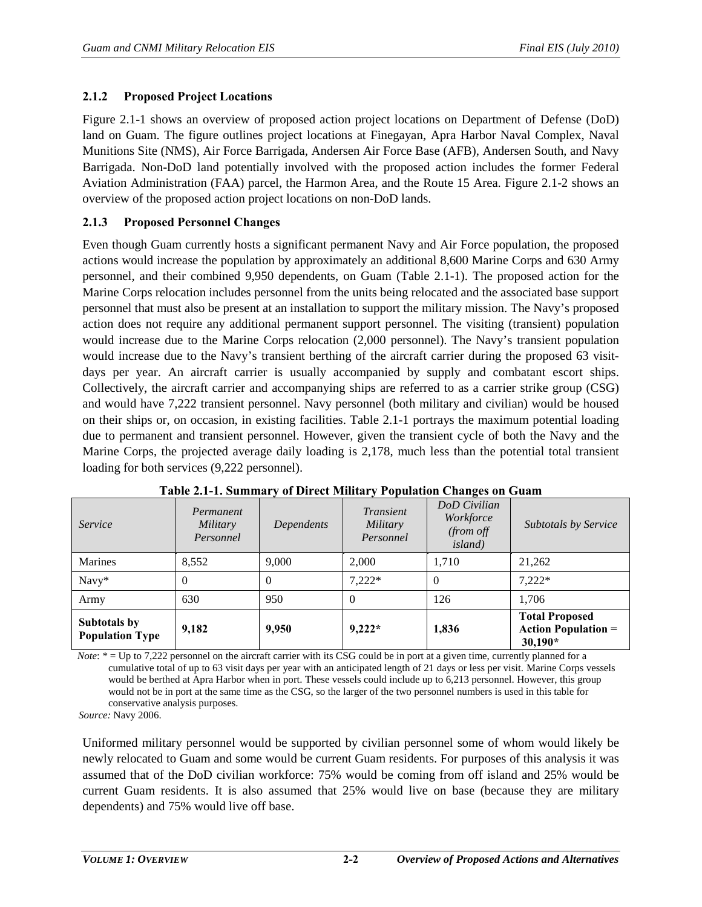### 2.1.2 Proposed Project Locations

Figure 2.1-1 shows an overview of proposed action project locations on Department of Defense (DoD) land on Guam. The figure outlines project locations at Finegayan, Apra Harbor Naval Complex, Naval Munitions Site (NMS), Air Force Barrigada, Andersen Air Force Base (AFB), Andersen South, and Navy Barrigada. Non-DoD land potentially involved with the proposed action includes the former Federal Aviation Administration (FAA) parcel, the Harmon Area, and the Route 15 Area. Figure 2.1-2 shows an overview of the proposed action project locations on non-DoD lands.

### 2.1.3 Proposed Personnel Changes

Even though Guam currently hosts a significant permanent Navy and Air Force population, the proposed actions would increase the population by approximately an additional 8,600 Marine Corps and 630 Army personnel, and their combined 9,950 dependents, on Guam (Table 2.1-1). The proposed action for the Marine Corps relocation includes personnel from the units being relocated and the associated base support personnel that must also be present at an installation to support the military mission. The Navy's proposed action does not require any additional permanent support personnel. The visiting (transient) population would increase due to the Marine Corps relocation (2,000 personnel). The Navy's transient population would increase due to the Navy's transient berthing of the aircraft carrier during the proposed 63 visit-days per year. An aircraft carrier is usually accompanied by supply and combatant escort ships. Collectively, the aircraft carrier and accompanying ships are referred to as a carrier strike group (CSG) and would have 7,222 transient personnel. Navy personnel (both military and civilian) would be housed on their ships or, on occasion, in existing facilities. Table 2.1-1 portrays the maximum potential loading due to permanent and transient personnel. However, given the transient cycle of both the Navy and the Marine Corps, the projected average daily loading is 2,178, much less than the potential total transient loading for both services (9,222 personnel).

**Table 2.1-1. Summary of Direct Military Population Changes on Guam**

| *Service* | *Permanent Military Personnel* | *Dependents* | *Transient Military Personnel* | *DoD Civilian Workforce (from off island)* | *Subtotals by Service* |
|---|---|---|---|---|---|
| Marines | 8,552 | 9,000 | 2,000 | 1,710 | 21,262 |
| Navy* | 0 | 0 | 7,222* | 0 | 7,222* |
| Army | 630 | 950 | 0 | 126 | 1,706 |
| **Subtotals by Population Type** | **9,182** | **9,950** | **9,222*** | **1,836** | **Total Proposed Action Population = 30,190*** |

*Note*: * = Up to 7,222 personnel on the aircraft carrier with its CSG could be in port at a given time, currently planned for a cumulative total of up to 63 visit days per year with an anticipated length of 21 days or less per visit. Marine Corps vessels would be berthed at Apra Harbor when in port. These vessels could include up to 6,213 personnel. However, this group would not be in port at the same time as the CSG, so the larger of the two personnel numbers is used in this table for conservative analysis purposes.

*Source:* Navy 2006.

Uniformed military personnel would be supported by civilian personnel some of whom would likely be newly relocated to Guam and some would be current Guam residents. For purposes of this analysis it was assumed that of the DoD civilian workforce: 75% would be coming from off island and 25% would be current Guam residents. It is also assumed that 25% would live on base (because they are military dependents) and 75% would live off base.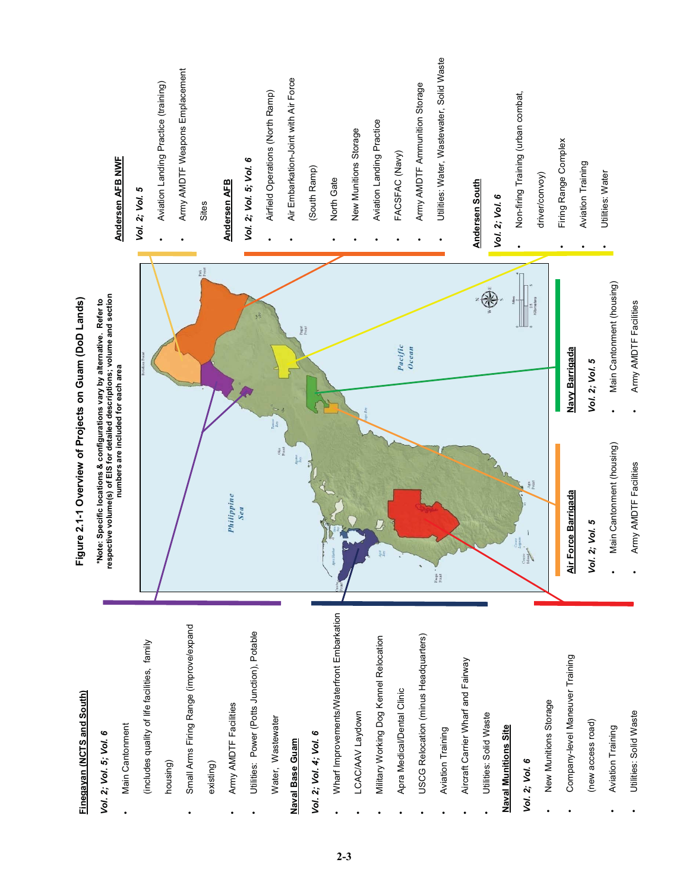# Figure 2.1-1 Overview of Projects on Guam (DoD Lands)

*Note: Specific locations & configurations vary by alternative. Refer to respective volume(s) of EIS for detailed descriptions; volume and section numbers are included for each area

**Andersen AFB NWF**

*Vol. 2; Vol. 5*

- Aviation Landing Practice (training)
- Army AMDTF Weapons Emplacement Sites

**Andersen AFB**

*Vol. 2; Vol. 5; Vol. 6*

- Airfield Operations (North Ramp)
- Air Embarkation-Joint with Air Force (South Ramp)
- North Gate
- New Munitions Storage
- Aviation Landing Practice
- FACSFAC (Navy)
- Army AMDTF Ammunition Storage
- Utilities: Water, Wastewater, Solid Waste

**Andersen South**

*Vol. 2; Vol. 6*

- Non-firing Training (urban combat, driver/convoy)
- Firing Range Complex
- Aviation Training
- Utilities: Water

**Navy Barrigada**

*Vol. 2; Vol. 5*

- Main Cantonment (housing)
- Army AMDTF Facilities

**Air Force Barrigada**

*Vol. 2; Vol. 5*

- Main Cantonment (housing)
- Army AMDTF Facilities

**Finegayan (NCTS and South)**

*Vol. 2; Vol. 5; Vol. 6*

- Main Cantonment (includes quality of life facilities, family housing)
- Small Arms Firing Range (improve/expand existing)
- Army AMDTF Facilities
- Utilities: Power (Potts Junction), Potable Water, Wastewater

**Naval Base Guam**

*Vol. 2; Vol. 4; Vol. 6*

- Wharf Improvements/Waterfront Embarkation
- LCAC/AAV Laydown
- Military Working Dog Kennel Relocation
- Apra Medical/Dental Clinic
- USCG Relocation (minus Headquarters)
- Aviation Training
- Aircraft Carrier Wharf and Fairway
- Utilities: Solid Waste

**Naval Munitions Site**

*Vol. 2; Vol. 6*

- New Munitions Storage
- Company-level Maneuver Training (new access road)
- Aviation Training
- Utilities: Solid Waste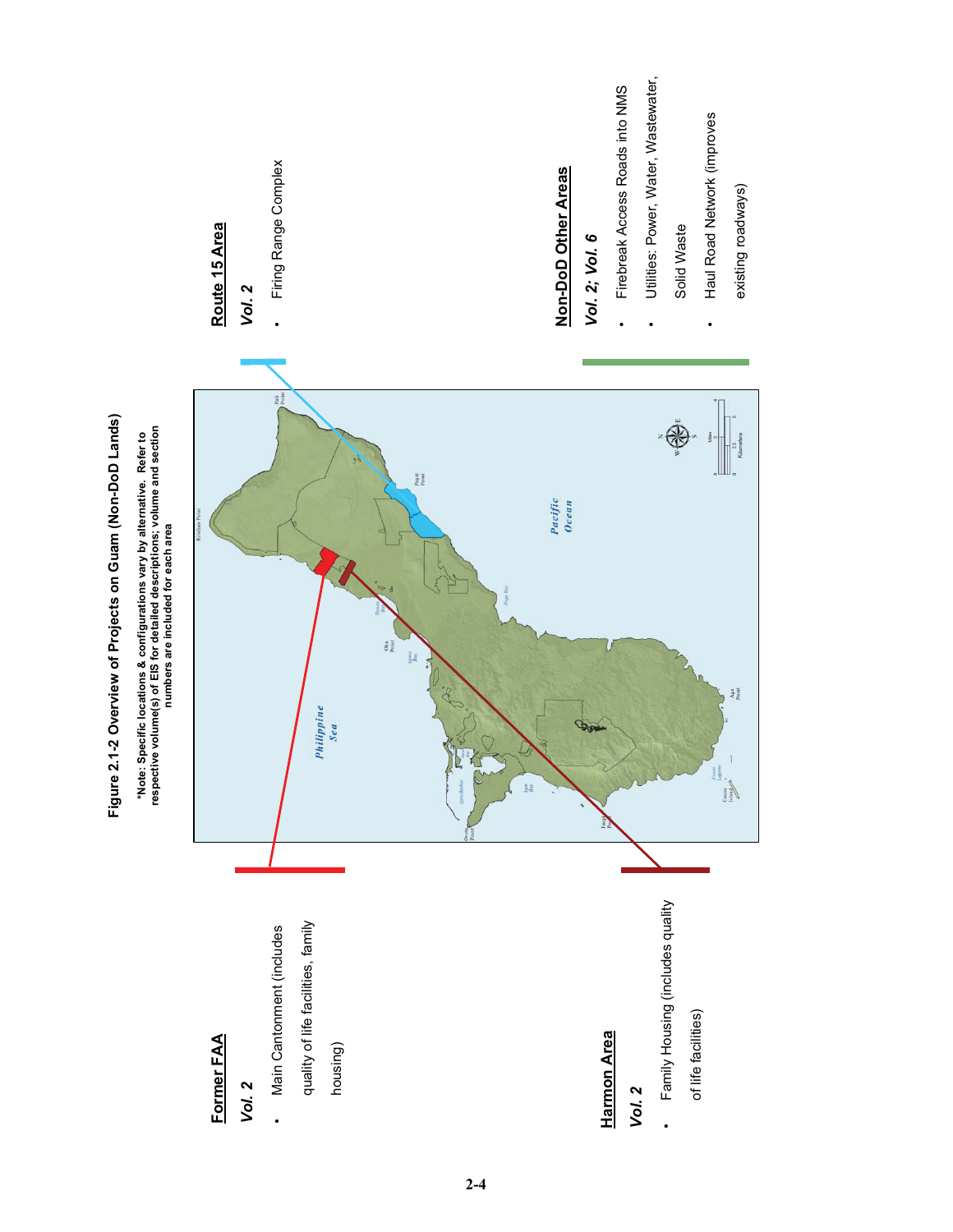**Figure 2.1-2 Overview of Projects on Guam (Non-DoD Lands)**

*Note: Specific locations & configurations vary by alternative. Refer to respective volume(s) of EIS for detailed descriptions; volume and section numbers are included for each area

**Former FAA**

*Vol. 2*

- Main Cantonment (includes quality of life facilities, family housing)

**Harmon Area**

*Vol. 2*

- Family Housing (includes quality of life facilities)

**Route 15 Area**

*Vol. 2*

- Firing Range Complex

**Non-DoD Other Areas**

*Vol. 2; Vol. 6*

- Firebreak Access Roads into NMS
- Utilities: Power, Water, Wastewater, Solid Waste
- Haul Road Network (improves existing roadways)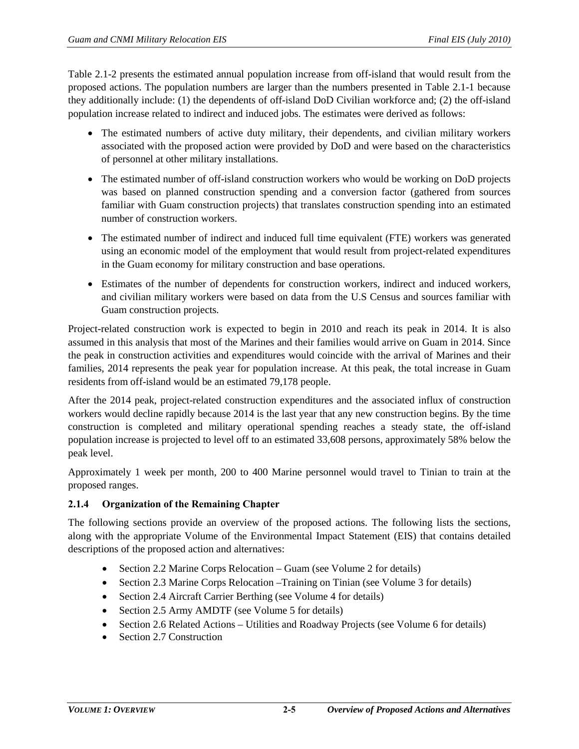Table 2.1-2 presents the estimated annual population increase from off-island that would result from the proposed actions. The population numbers are larger than the numbers presented in Table 2.1-1 because they additionally include: (1) the dependents of off-island DoD Civilian workforce and; (2) the off-island population increase related to indirect and induced jobs. The estimates were derived as follows:

- The estimated numbers of active duty military, their dependents, and civilian military workers associated with the proposed action were provided by DoD and were based on the characteristics of personnel at other military installations.
- The estimated number of off-island construction workers who would be working on DoD projects was based on planned construction spending and a conversion factor (gathered from sources familiar with Guam construction projects) that translates construction spending into an estimated number of construction workers.
- The estimated number of indirect and induced full time equivalent (FTE) workers was generated using an economic model of the employment that would result from project-related expenditures in the Guam economy for military construction and base operations.
- Estimates of the number of dependents for construction workers, indirect and induced workers, and civilian military workers were based on data from the U.S Census and sources familiar with Guam construction projects.

Project-related construction work is expected to begin in 2010 and reach its peak in 2014. It is also assumed in this analysis that most of the Marines and their families would arrive on Guam in 2014. Since the peak in construction activities and expenditures would coincide with the arrival of Marines and their families, 2014 represents the peak year for population increase. At this peak, the total increase in Guam residents from off-island would be an estimated 79,178 people.

After the 2014 peak, project-related construction expenditures and the associated influx of construction workers would decline rapidly because 2014 is the last year that any new construction begins. By the time construction is completed and military operational spending reaches a steady state, the off-island population increase is projected to level off to an estimated 33,608 persons, approximately 58% below the peak level.

Approximately 1 week per month, 200 to 400 Marine personnel would travel to Tinian to train at the proposed ranges.

### 2.1.4 Organization of the Remaining Chapter

The following sections provide an overview of the proposed actions. The following lists the sections, along with the appropriate Volume of the Environmental Impact Statement (EIS) that contains detailed descriptions of the proposed action and alternatives:

- Section 2.2 Marine Corps Relocation – Guam (see Volume 2 for details)
- Section 2.3 Marine Corps Relocation –Training on Tinian (see Volume 3 for details)
- Section 2.4 Aircraft Carrier Berthing (see Volume 4 for details)
- Section 2.5 Army AMDTF (see Volume 5 for details)
- Section 2.6 Related Actions – Utilities and Roadway Projects (see Volume 6 for details)
- Section 2.7 Construction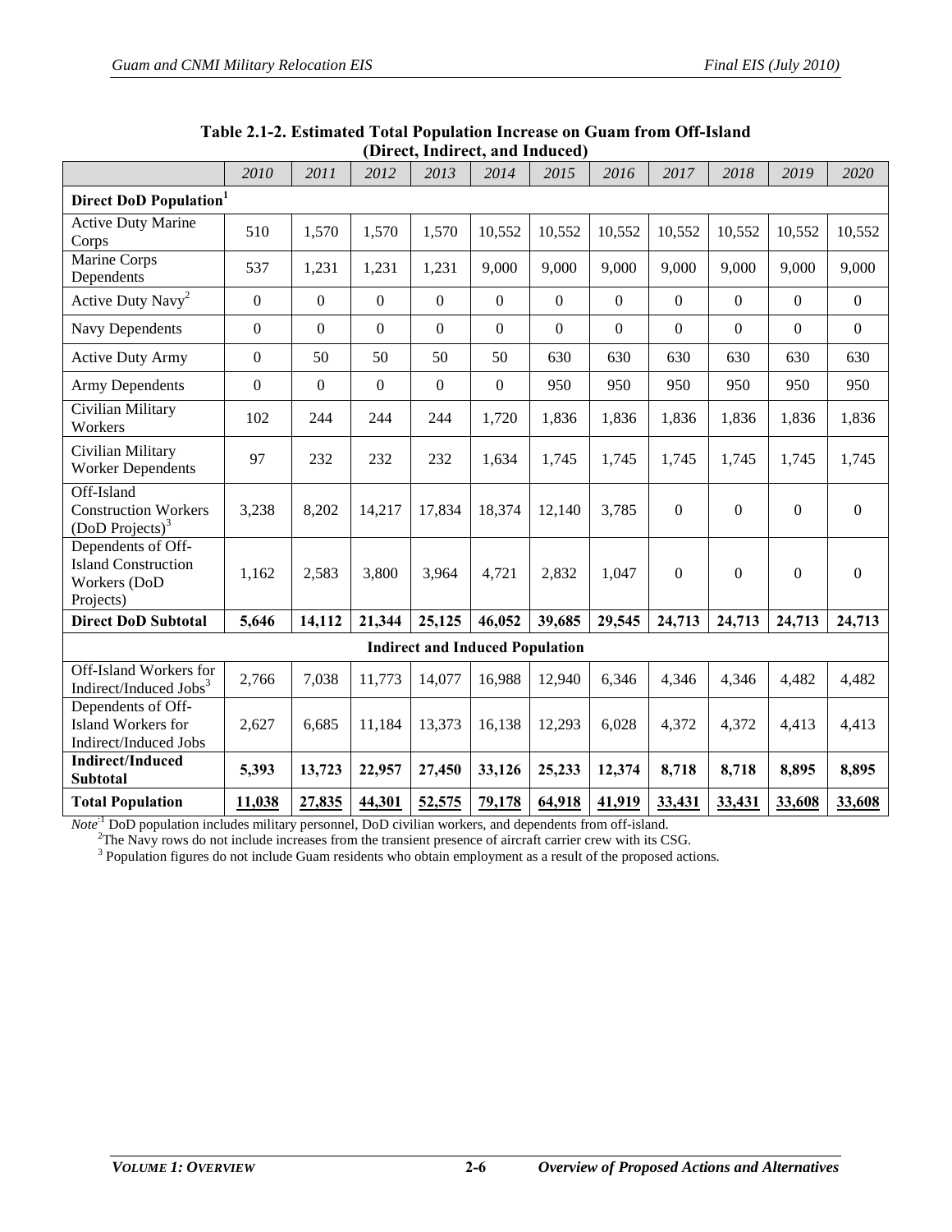**Table 2.1-2. Estimated Total Population Increase on Guam from Off-Island (Direct, Indirect, and Induced)**

| | *2010* | *2011* | *2012* | *2013* | *2014* | *2015* | *2016* | *2017* | *2018* | *2019* | *2020* |
|---|---|---|---|---|---|---|---|---|---|---|---|
| **Direct DoD Population[1]** | | | | | | | | | | | |
| Active Duty Marine Corps | 510 | 1,570 | 1,570 | 1,570 | 10,552 | 10,552 | 10,552 | 10,552 | 10,552 | 10,552 | 10,552 |
| Marine Corps Dependents | 537 | 1,231 | 1,231 | 1,231 | 9,000 | 9,000 | 9,000 | 9,000 | 9,000 | 9,000 | 9,000 |
| Active Duty Navy[2] | 0 | 0 | 0 | 0 | 0 | 0 | 0 | 0 | 0 | 0 | 0 |
| Navy Dependents | 0 | 0 | 0 | 0 | 0 | 0 | 0 | 0 | 0 | 0 | 0 |
| Active Duty Army | 0 | 50 | 50 | 50 | 50 | 630 | 630 | 630 | 630 | 630 | 630 |
| Army Dependents | 0 | 0 | 0 | 0 | 0 | 950 | 950 | 950 | 950 | 950 | 950 |
| Civilian Military Workers | 102 | 244 | 244 | 244 | 1,720 | 1,836 | 1,836 | 1,836 | 1,836 | 1,836 | 1,836 |
| Civilian Military Worker Dependents | 97 | 232 | 232 | 232 | 1,634 | 1,745 | 1,745 | 1,745 | 1,745 | 1,745 | 1,745 |
| Off-Island Construction Workers (DoD Projects)[3] | 3,238 | 8,202 | 14,217 | 17,834 | 18,374 | 12,140 | 3,785 | 0 | 0 | 0 | 0 |
| Dependents of Off-Island Construction Workers (DoD Projects) | 1,162 | 2,583 | 3,800 | 3,964 | 4,721 | 2,832 | 1,047 | 0 | 0 | 0 | 0 |
| **Direct DoD Subtotal** | **5,646** | **14,112** | **21,344** | **25,125** | **46,052** | **39,685** | **29,545** | **24,713** | **24,713** | **24,713** | **24,713** |
| **Indirect and Induced Population** | | | | | | | | | | | |
| Off-Island Workers for Indirect/Induced Jobs[3] | 2,766 | 7,038 | 11,773 | 14,077 | 16,988 | 12,940 | 6,346 | 4,346 | 4,346 | 4,482 | 4,482 |
| Dependents of Off-Island Workers for Indirect/Induced Jobs | 2,627 | 6,685 | 11,184 | 13,373 | 16,138 | 12,293 | 6,028 | 4,372 | 4,372 | 4,413 | 4,413 |
| **Indirect/Induced Subtotal** | **5,393** | **13,723** | **22,957** | **27,450** | **33,126** | **25,233** | **12,374** | **8,718** | **8,718** | **8,895** | **8,895** |
| **Total Population** | **11,038** | **27,835** | **44,301** | **52,575** | **79,178** | **64,918** | **41,919** | **33,431** | **33,431** | **33,608** | **33,608** |

*Note*:[1] DoD population includes military personnel, DoD civilian workers, and dependents from off-island.
[2] The Navy rows do not include increases from the transient presence of aircraft carrier crew with its CSG.
[3] Population figures do not include Guam residents who obtain employment as a result of the proposed actions.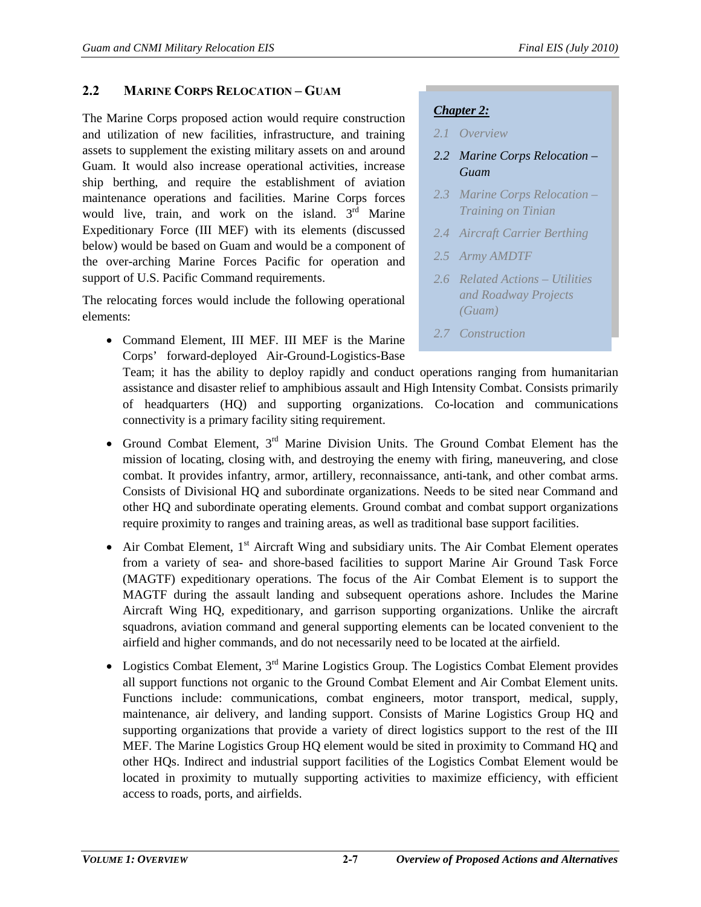## 2.2 MARINE CORPS RELOCATION – GUAM

> ***Chapter 2:***
>
> *2.1 Overview*
>
> *2.2 Marine Corps Relocation – Guam*
>
> *2.3 Marine Corps Relocation – Training on Tinian*
>
> *2.4 Aircraft Carrier Berthing*
>
> *2.5 Army AMDTF*
>
> *2.6 Related Actions – Utilities and Roadway Projects (Guam)*
>
> *2.7 Construction*

The Marine Corps proposed action would require construction and utilization of new facilities, infrastructure, and training assets to supplement the existing military assets on and around Guam. It would also increase operational activities, increase ship berthing, and require the establishment of aviation maintenance operations and facilities. Marine Corps forces would live, train, and work on the island. 3rd Marine Expeditionary Force (III MEF) with its elements (discussed below) would be based on Guam and would be a component of the over-arching Marine Forces Pacific for operation and support of U.S. Pacific Command requirements.

The relocating forces would include the following operational elements:

- Command Element, III MEF. III MEF is the Marine Corps' forward-deployed Air-Ground-Logistics-Base Team; it has the ability to deploy rapidly and conduct operations ranging from humanitarian assistance and disaster relief to amphibious assault and High Intensity Combat. Consists primarily of headquarters (HQ) and supporting organizations. Co-location and communications connectivity is a primary facility siting requirement.
- Ground Combat Element, 3rd Marine Division Units. The Ground Combat Element has the mission of locating, closing with, and destroying the enemy with firing, maneuvering, and close combat. It provides infantry, armor, artillery, reconnaissance, anti-tank, and other combat arms. Consists of Divisional HQ and subordinate organizations. Needs to be sited near Command and other HQ and subordinate operating elements. Ground combat and combat support organizations require proximity to ranges and training areas, as well as traditional base support facilities.
- Air Combat Element, 1st Aircraft Wing and subsidiary units. The Air Combat Element operates from a variety of sea- and shore-based facilities to support Marine Air Ground Task Force (MAGTF) expeditionary operations. The focus of the Air Combat Element is to support the MAGTF during the assault landing and subsequent operations ashore. Includes the Marine Aircraft Wing HQ, expeditionary, and garrison supporting organizations. Unlike the aircraft squadrons, aviation command and general supporting elements can be located convenient to the airfield and higher commands, and do not necessarily need to be located at the airfield.
- Logistics Combat Element, 3rd Marine Logistics Group. The Logistics Combat Element provides all support functions not organic to the Ground Combat Element and Air Combat Element units. Functions include: communications, combat engineers, motor transport, medical, supply, maintenance, air delivery, and landing support. Consists of Marine Logistics Group HQ and supporting organizations that provide a variety of direct logistics support to the rest of the III MEF. The Marine Logistics Group HQ element would be sited in proximity to Command HQ and other HQs. Indirect and industrial support facilities of the Logistics Combat Element would be located in proximity to mutually supporting activities to maximize efficiency, with efficient access to roads, ports, and airfields.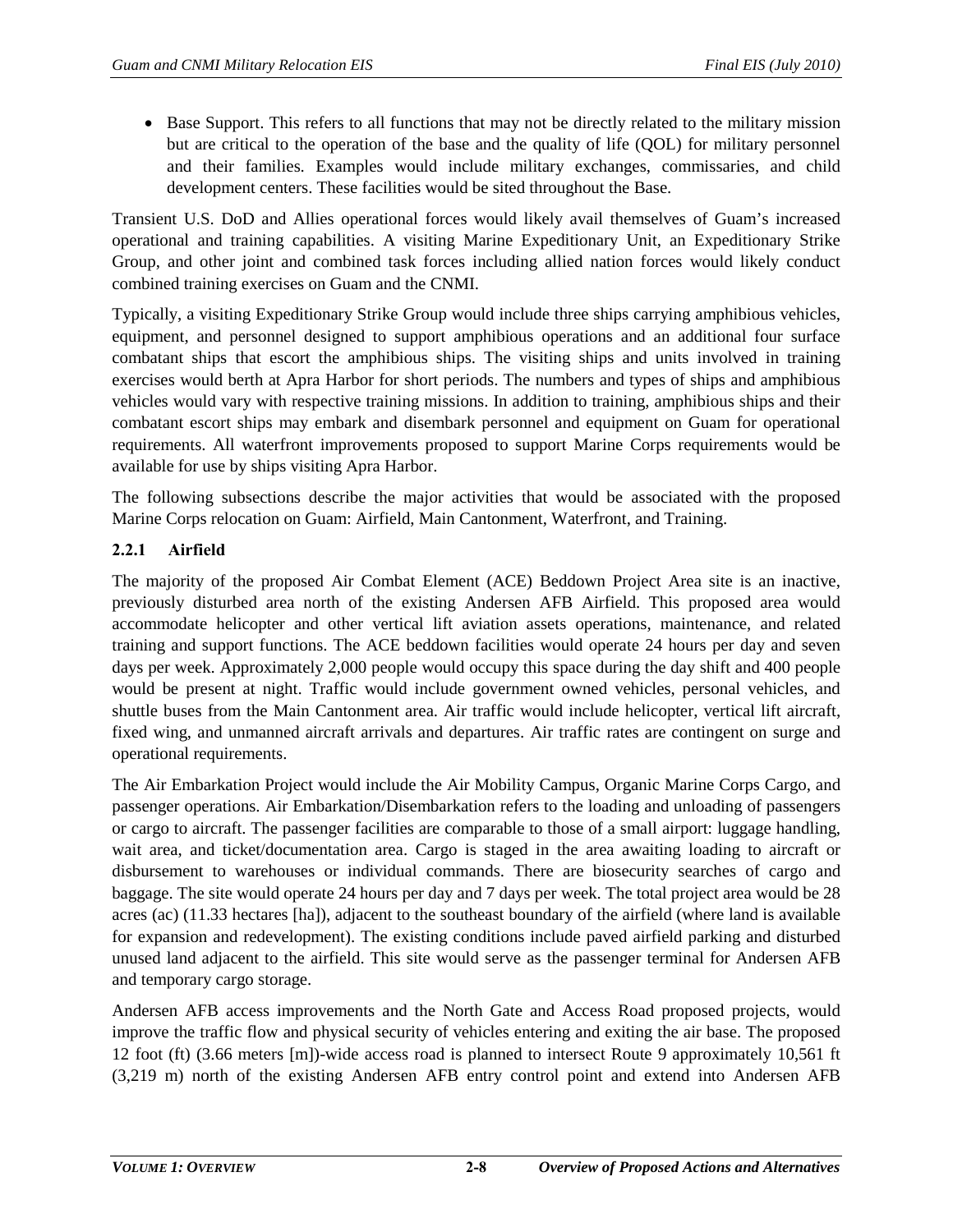- Base Support. This refers to all functions that may not be directly related to the military mission but are critical to the operation of the base and the quality of life (QOL) for military personnel and their families. Examples would include military exchanges, commissaries, and child development centers. These facilities would be sited throughout the Base.

Transient U.S. DoD and Allies operational forces would likely avail themselves of Guam's increased operational and training capabilities. A visiting Marine Expeditionary Unit, an Expeditionary Strike Group, and other joint and combined task forces including allied nation forces would likely conduct combined training exercises on Guam and the CNMI.

Typically, a visiting Expeditionary Strike Group would include three ships carrying amphibious vehicles, equipment, and personnel designed to support amphibious operations and an additional four surface combatant ships that escort the amphibious ships. The visiting ships and units involved in training exercises would berth at Apra Harbor for short periods. The numbers and types of ships and amphibious vehicles would vary with respective training missions. In addition to training, amphibious ships and their combatant escort ships may embark and disembark personnel and equipment on Guam for operational requirements. All waterfront improvements proposed to support Marine Corps requirements would be available for use by ships visiting Apra Harbor.

The following subsections describe the major activities that would be associated with the proposed Marine Corps relocation on Guam: Airfield, Main Cantonment, Waterfront, and Training.

### 2.2.1 Airfield

The majority of the proposed Air Combat Element (ACE) Beddown Project Area site is an inactive, previously disturbed area north of the existing Andersen AFB Airfield. This proposed area would accommodate helicopter and other vertical lift aviation assets operations, maintenance, and related training and support functions. The ACE beddown facilities would operate 24 hours per day and seven days per week. Approximately 2,000 people would occupy this space during the day shift and 400 people would be present at night. Traffic would include government owned vehicles, personal vehicles, and shuttle buses from the Main Cantonment area. Air traffic would include helicopter, vertical lift aircraft, fixed wing, and unmanned aircraft arrivals and departures. Air traffic rates are contingent on surge and operational requirements.

The Air Embarkation Project would include the Air Mobility Campus, Organic Marine Corps Cargo, and passenger operations. Air Embarkation/Disembarkation refers to the loading and unloading of passengers or cargo to aircraft. The passenger facilities are comparable to those of a small airport: luggage handling, wait area, and ticket/documentation area. Cargo is staged in the area awaiting loading to aircraft or disbursement to warehouses or individual commands. There are biosecurity searches of cargo and baggage. The site would operate 24 hours per day and 7 days per week. The total project area would be 28 acres (ac) (11.33 hectares [ha]), adjacent to the southeast boundary of the airfield (where land is available for expansion and redevelopment). The existing conditions include paved airfield parking and disturbed unused land adjacent to the airfield. This site would serve as the passenger terminal for Andersen AFB and temporary cargo storage.

Andersen AFB access improvements and the North Gate and Access Road proposed projects, would improve the traffic flow and physical security of vehicles entering and exiting the air base. The proposed 12 foot (ft) (3.66 meters [m])-wide access road is planned to intersect Route 9 approximately 10,561 ft (3,219 m) north of the existing Andersen AFB entry control point and extend into Andersen AFB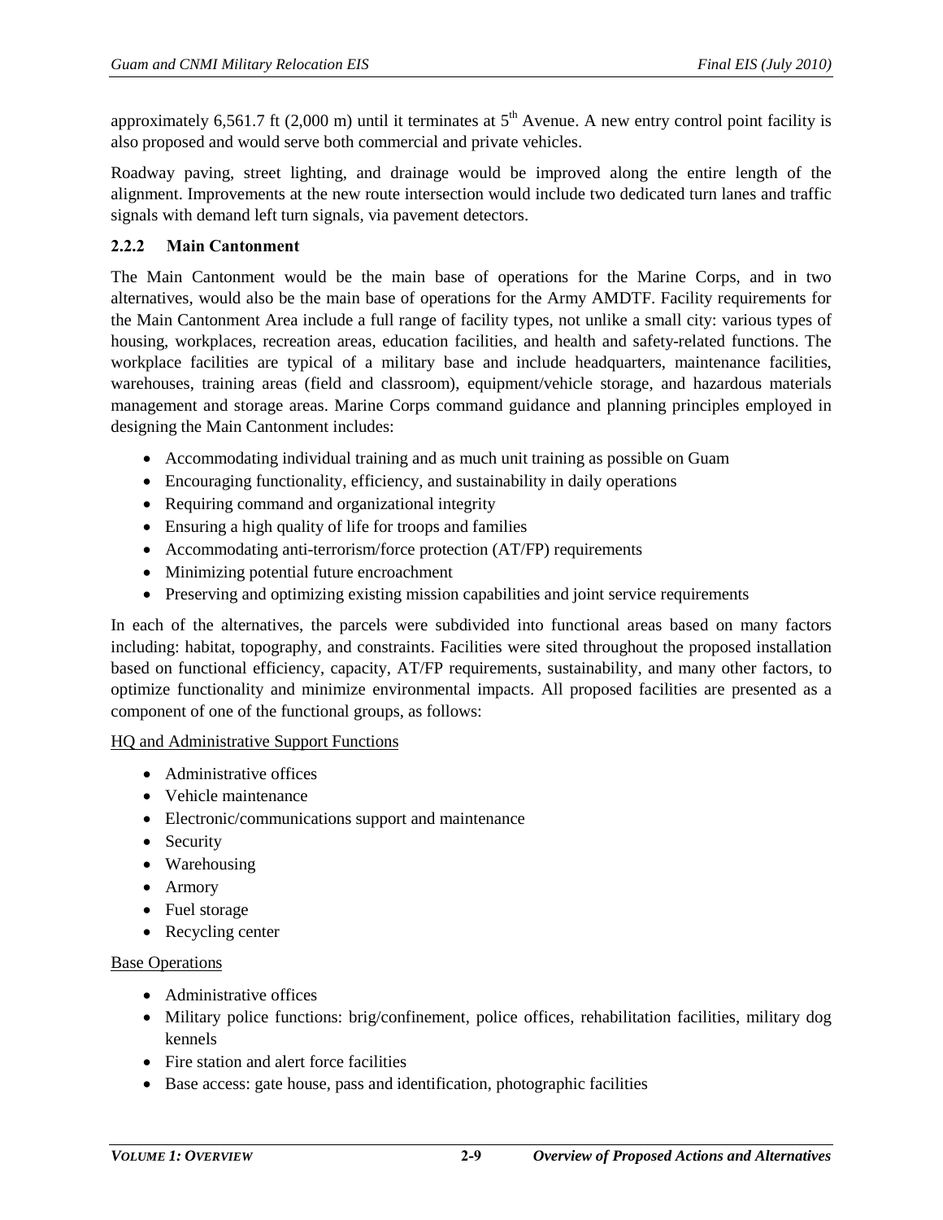approximately 6,561.7 ft (2,000 m) until it terminates at 5th Avenue. A new entry control point facility is also proposed and would serve both commercial and private vehicles.

Roadway paving, street lighting, and drainage would be improved along the entire length of the alignment. Improvements at the new route intersection would include two dedicated turn lanes and traffic signals with demand left turn signals, via pavement detectors.

### 2.2.2 Main Cantonment

The Main Cantonment would be the main base of operations for the Marine Corps, and in two alternatives, would also be the main base of operations for the Army AMDTF. Facility requirements for the Main Cantonment Area include a full range of facility types, not unlike a small city: various types of housing, workplaces, recreation areas, education facilities, and health and safety-related functions. The workplace facilities are typical of a military base and include headquarters, maintenance facilities, warehouses, training areas (field and classroom), equipment/vehicle storage, and hazardous materials management and storage areas. Marine Corps command guidance and planning principles employed in designing the Main Cantonment includes:

- Accommodating individual training and as much unit training as possible on Guam
- Encouraging functionality, efficiency, and sustainability in daily operations
- Requiring command and organizational integrity
- Ensuring a high quality of life for troops and families
- Accommodating anti-terrorism/force protection (AT/FP) requirements
- Minimizing potential future encroachment
- Preserving and optimizing existing mission capabilities and joint service requirements

In each of the alternatives, the parcels were subdivided into functional areas based on many factors including: habitat, topography, and constraints. Facilities were sited throughout the proposed installation based on functional efficiency, capacity, AT/FP requirements, sustainability, and many other factors, to optimize functionality and minimize environmental impacts. All proposed facilities are presented as a component of one of the functional groups, as follows:

<u>HQ and Administrative Support Functions</u>

- Administrative offices
- Vehicle maintenance
- Electronic/communications support and maintenance
- Security
- Warehousing
- Armory
- Fuel storage
- Recycling center

<u>Base Operations</u>

- Administrative offices
- Military police functions: brig/confinement, police offices, rehabilitation facilities, military dog kennels
- Fire station and alert force facilities
- Base access: gate house, pass and identification, photographic facilities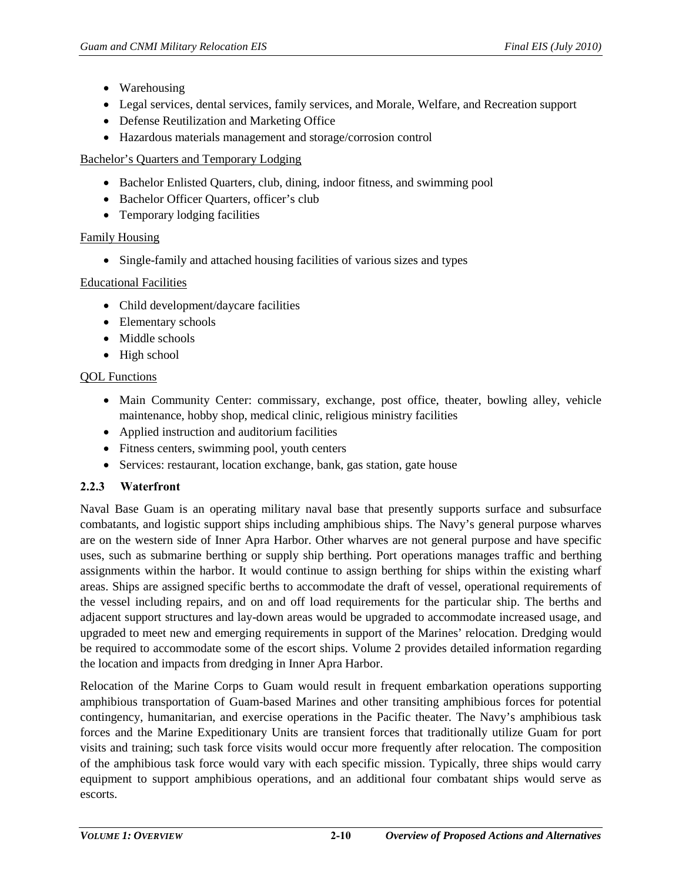- Warehousing
- Legal services, dental services, family services, and Morale, Welfare, and Recreation support
- Defense Reutilization and Marketing Office
- Hazardous materials management and storage/corrosion control

Bachelor's Quarters and Temporary Lodging

- Bachelor Enlisted Quarters, club, dining, indoor fitness, and swimming pool
- Bachelor Officer Quarters, officer's club
- Temporary lodging facilities

Family Housing

- Single-family and attached housing facilities of various sizes and types

Educational Facilities

- Child development/daycare facilities
- Elementary schools
- Middle schools
- High school

QOL Functions

- Main Community Center: commissary, exchange, post office, theater, bowling alley, vehicle maintenance, hobby shop, medical clinic, religious ministry facilities
- Applied instruction and auditorium facilities
- Fitness centers, swimming pool, youth centers
- Services: restaurant, location exchange, bank, gas station, gate house

### 2.2.3 Waterfront

Naval Base Guam is an operating military naval base that presently supports surface and subsurface combatants, and logistic support ships including amphibious ships. The Navy's general purpose wharves are on the western side of Inner Apra Harbor. Other wharves are not general purpose and have specific uses, such as submarine berthing or supply ship berthing. Port operations manages traffic and berthing assignments within the harbor. It would continue to assign berthing for ships within the existing wharf areas. Ships are assigned specific berths to accommodate the draft of vessel, operational requirements of the vessel including repairs, and on and off load requirements for the particular ship. The berths and adjacent support structures and lay-down areas would be upgraded to accommodate increased usage, and upgraded to meet new and emerging requirements in support of the Marines' relocation. Dredging would be required to accommodate some of the escort ships. Volume 2 provides detailed information regarding the location and impacts from dredging in Inner Apra Harbor.

Relocation of the Marine Corps to Guam would result in frequent embarkation operations supporting amphibious transportation of Guam-based Marines and other transiting amphibious forces for potential contingency, humanitarian, and exercise operations in the Pacific theater. The Navy's amphibious task forces and the Marine Expeditionary Units are transient forces that traditionally utilize Guam for port visits and training; such task force visits would occur more frequently after relocation. The composition of the amphibious task force would vary with each specific mission. Typically, three ships would carry equipment to support amphibious operations, and an additional four combatant ships would serve as escorts.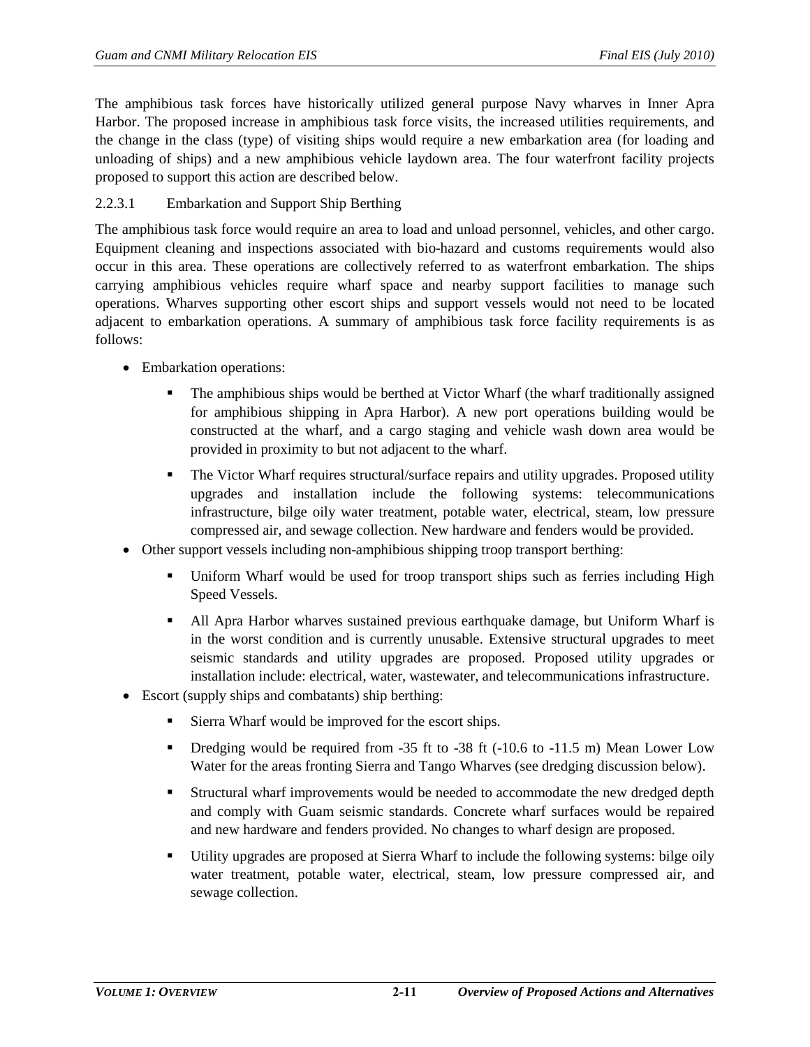The amphibious task forces have historically utilized general purpose Navy wharves in Inner Apra Harbor. The proposed increase in amphibious task force visits, the increased utilities requirements, and the change in the class (type) of visiting ships would require a new embarkation area (for loading and unloading of ships) and a new amphibious vehicle laydown area. The four waterfront facility projects proposed to support this action are described below.

#### 2.2.3.1 Embarkation and Support Ship Berthing

The amphibious task force would require an area to load and unload personnel, vehicles, and other cargo. Equipment cleaning and inspections associated with bio-hazard and customs requirements would also occur in this area. These operations are collectively referred to as waterfront embarkation. The ships carrying amphibious vehicles require wharf space and nearby support facilities to manage such operations. Wharves supporting other escort ships and support vessels would not need to be located adjacent to embarkation operations. A summary of amphibious task force facility requirements is as follows:

- Embarkation operations:
  - The amphibious ships would be berthed at Victor Wharf (the wharf traditionally assigned for amphibious shipping in Apra Harbor). A new port operations building would be constructed at the wharf, and a cargo staging and vehicle wash down area would be provided in proximity to but not adjacent to the wharf.
  - The Victor Wharf requires structural/surface repairs and utility upgrades. Proposed utility upgrades and installation include the following systems: telecommunications infrastructure, bilge oily water treatment, potable water, electrical, steam, low pressure compressed air, and sewage collection. New hardware and fenders would be provided.
- Other support vessels including non-amphibious shipping troop transport berthing:
  - Uniform Wharf would be used for troop transport ships such as ferries including High Speed Vessels.
  - All Apra Harbor wharves sustained previous earthquake damage, but Uniform Wharf is in the worst condition and is currently unusable. Extensive structural upgrades to meet seismic standards and utility upgrades are proposed. Proposed utility upgrades or installation include: electrical, water, wastewater, and telecommunications infrastructure.
- Escort (supply ships and combatants) ship berthing:
  - Sierra Wharf would be improved for the escort ships.
  - Dredging would be required from -35 ft to -38 ft (-10.6 to -11.5 m) Mean Lower Low Water for the areas fronting Sierra and Tango Wharves (see dredging discussion below).
  - Structural wharf improvements would be needed to accommodate the new dredged depth and comply with Guam seismic standards. Concrete wharf surfaces would be repaired and new hardware and fenders provided. No changes to wharf design are proposed.
  - Utility upgrades are proposed at Sierra Wharf to include the following systems: bilge oily water treatment, potable water, electrical, steam, low pressure compressed air, and sewage collection.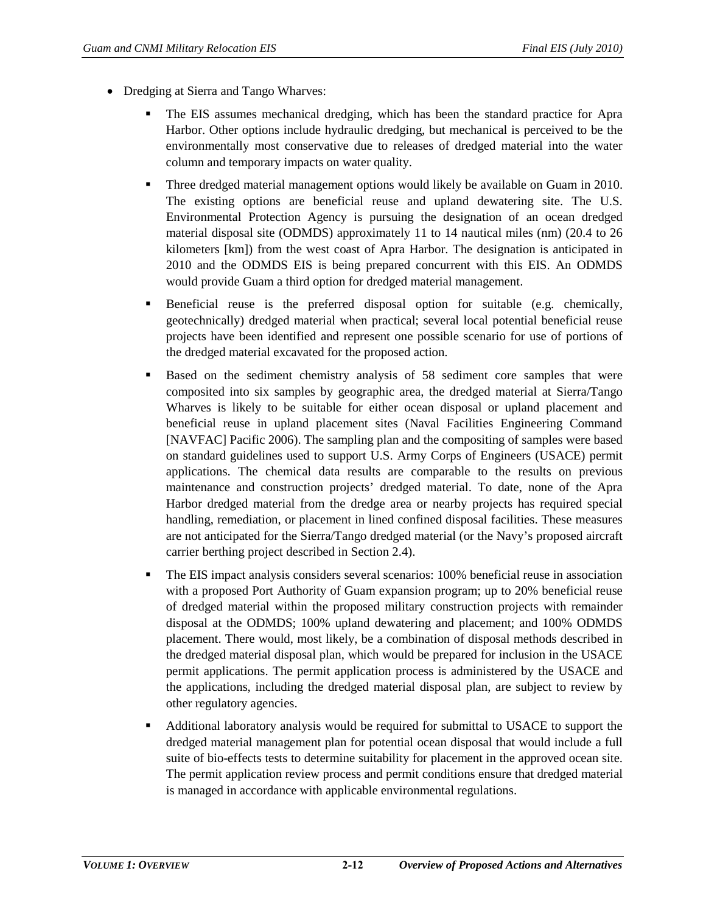- Dredging at Sierra and Tango Wharves:
  - The EIS assumes mechanical dredging, which has been the standard practice for Apra Harbor. Other options include hydraulic dredging, but mechanical is perceived to be the environmentally most conservative due to releases of dredged material into the water column and temporary impacts on water quality.
  - Three dredged material management options would likely be available on Guam in 2010. The existing options are beneficial reuse and upland dewatering site. The U.S. Environmental Protection Agency is pursuing the designation of an ocean dredged material disposal site (ODMDS) approximately 11 to 14 nautical miles (nm) (20.4 to 26 kilometers [km]) from the west coast of Apra Harbor. The designation is anticipated in 2010 and the ODMDS EIS is being prepared concurrent with this EIS. An ODMDS would provide Guam a third option for dredged material management.
  - Beneficial reuse is the preferred disposal option for suitable (e.g. chemically, geotechnically) dredged material when practical; several local potential beneficial reuse projects have been identified and represent one possible scenario for use of portions of the dredged material excavated for the proposed action.
  - Based on the sediment chemistry analysis of 58 sediment core samples that were composited into six samples by geographic area, the dredged material at Sierra/Tango Wharves is likely to be suitable for either ocean disposal or upland placement and beneficial reuse in upland placement sites (Naval Facilities Engineering Command [NAVFAC] Pacific 2006). The sampling plan and the compositing of samples were based on standard guidelines used to support U.S. Army Corps of Engineers (USACE) permit applications. The chemical data results are comparable to the results on previous maintenance and construction projects' dredged material. To date, none of the Apra Harbor dredged material from the dredge area or nearby projects has required special handling, remediation, or placement in lined confined disposal facilities. These measures are not anticipated for the Sierra/Tango dredged material (or the Navy's proposed aircraft carrier berthing project described in Section 2.4).
  - The EIS impact analysis considers several scenarios: 100% beneficial reuse in association with a proposed Port Authority of Guam expansion program; up to 20% beneficial reuse of dredged material within the proposed military construction projects with remainder disposal at the ODMDS; 100% upland dewatering and placement; and 100% ODMDS placement. There would, most likely, be a combination of disposal methods described in the dredged material disposal plan, which would be prepared for inclusion in the USACE permit applications. The permit application process is administered by the USACE and the applications, including the dredged material disposal plan, are subject to review by other regulatory agencies.
  - Additional laboratory analysis would be required for submittal to USACE to support the dredged material management plan for potential ocean disposal that would include a full suite of bio-effects tests to determine suitability for placement in the approved ocean site. The permit application review process and permit conditions ensure that dredged material is managed in accordance with applicable environmental regulations.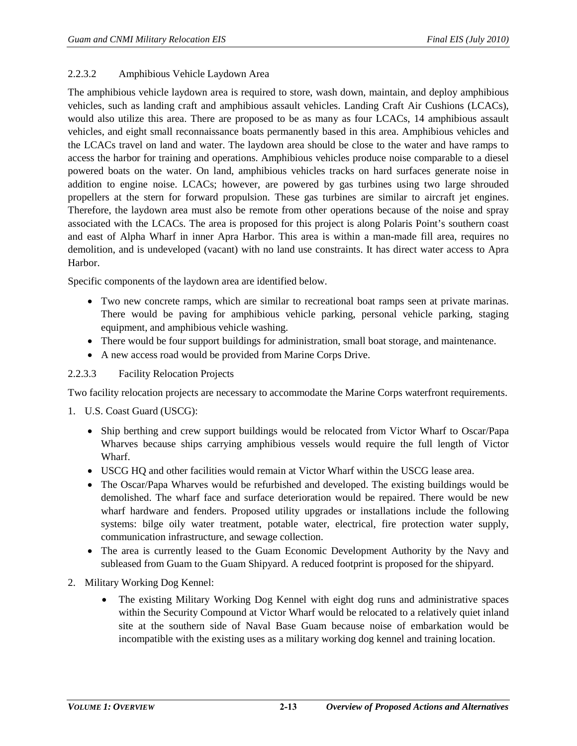#### 2.2.3.2 Amphibious Vehicle Laydown Area

The amphibious vehicle laydown area is required to store, wash down, maintain, and deploy amphibious vehicles, such as landing craft and amphibious assault vehicles. Landing Craft Air Cushions (LCACs), would also utilize this area. There are proposed to be as many as four LCACs, 14 amphibious assault vehicles, and eight small reconnaissance boats permanently based in this area. Amphibious vehicles and the LCACs travel on land and water. The laydown area should be close to the water and have ramps to access the harbor for training and operations. Amphibious vehicles produce noise comparable to a diesel powered boats on the water. On land, amphibious vehicles tracks on hard surfaces generate noise in addition to engine noise. LCACs; however, are powered by gas turbines using two large shrouded propellers at the stern for forward propulsion. These gas turbines are similar to aircraft jet engines. Therefore, the laydown area must also be remote from other operations because of the noise and spray associated with the LCACs. The area is proposed for this project is along Polaris Point's southern coast and east of Alpha Wharf in inner Apra Harbor. This area is within a man-made fill area, requires no demolition, and is undeveloped (vacant) with no land use constraints. It has direct water access to Apra Harbor.

Specific components of the laydown area are identified below.

- Two new concrete ramps, which are similar to recreational boat ramps seen at private marinas. There would be paving for amphibious vehicle parking, personal vehicle parking, staging equipment, and amphibious vehicle washing.
- There would be four support buildings for administration, small boat storage, and maintenance.
- A new access road would be provided from Marine Corps Drive.

#### 2.2.3.3 Facility Relocation Projects

Two facility relocation projects are necessary to accommodate the Marine Corps waterfront requirements.

1. U.S. Coast Guard (USCG):
   - Ship berthing and crew support buildings would be relocated from Victor Wharf to Oscar/Papa Wharves because ships carrying amphibious vessels would require the full length of Victor Wharf.
   - USCG HQ and other facilities would remain at Victor Wharf within the USCG lease area.
   - The Oscar/Papa Wharves would be refurbished and developed. The existing buildings would be demolished. The wharf face and surface deterioration would be repaired. There would be new wharf hardware and fenders. Proposed utility upgrades or installations include the following systems: bilge oily water treatment, potable water, electrical, fire protection water supply, communication infrastructure, and sewage collection.
   - The area is currently leased to the Guam Economic Development Authority by the Navy and subleased from Guam to the Guam Shipyard. A reduced footprint is proposed for the shipyard.
2. Military Working Dog Kennel:
   - The existing Military Working Dog Kennel with eight dog runs and administrative spaces within the Security Compound at Victor Wharf would be relocated to a relatively quiet inland site at the southern side of Naval Base Guam because noise of embarkation would be incompatible with the existing uses as a military working dog kennel and training location.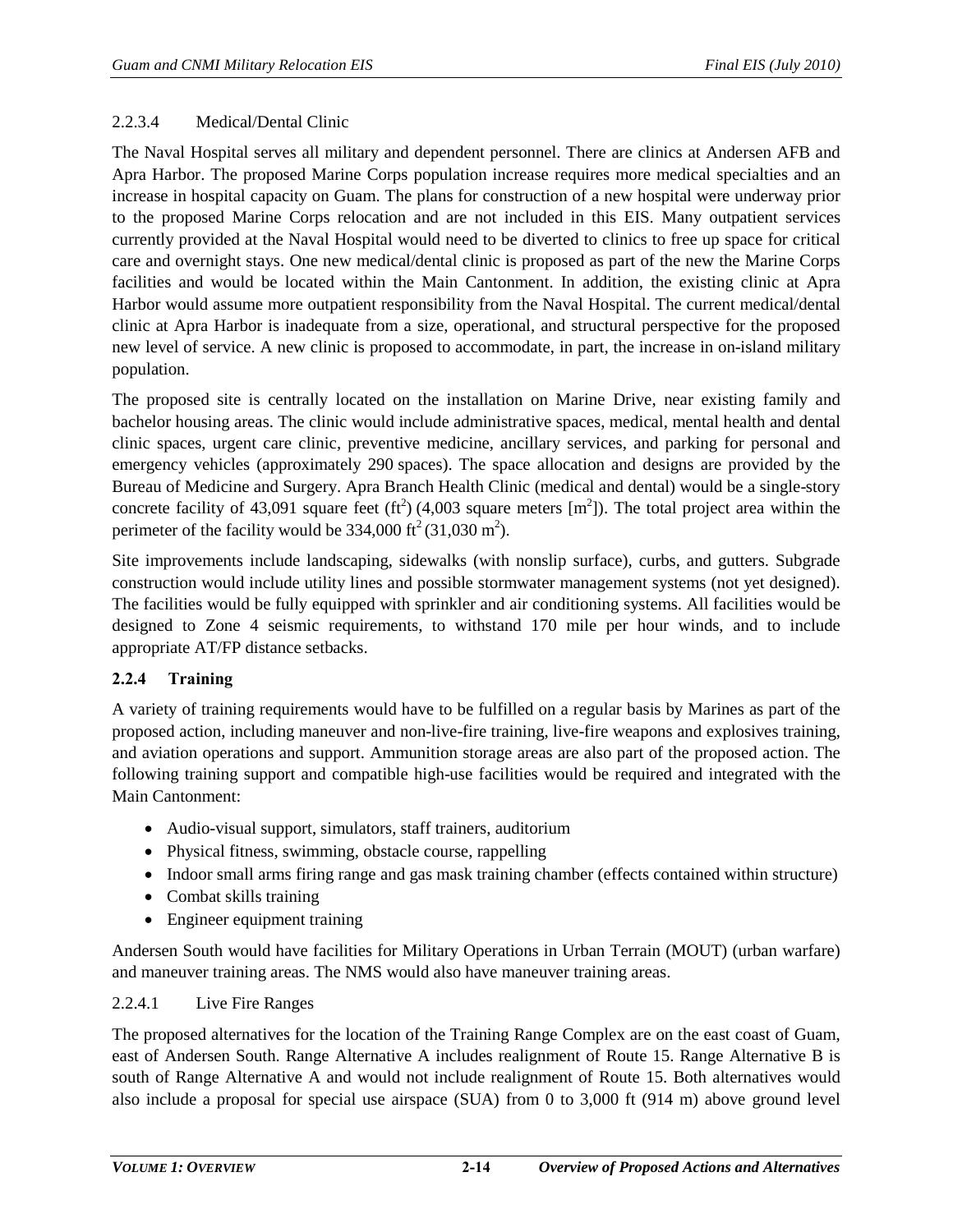#### 2.2.3.4 Medical/Dental Clinic

The Naval Hospital serves all military and dependent personnel. There are clinics at Andersen AFB and Apra Harbor. The proposed Marine Corps population increase requires more medical specialties and an increase in hospital capacity on Guam. The plans for construction of a new hospital were underway prior to the proposed Marine Corps relocation and are not included in this EIS. Many outpatient services currently provided at the Naval Hospital would need to be diverted to clinics to free up space for critical care and overnight stays. One new medical/dental clinic is proposed as part of the new the Marine Corps facilities and would be located within the Main Cantonment. In addition, the existing clinic at Apra Harbor would assume more outpatient responsibility from the Naval Hospital. The current medical/dental clinic at Apra Harbor is inadequate from a size, operational, and structural perspective for the proposed new level of service. A new clinic is proposed to accommodate, in part, the increase in on-island military population.

The proposed site is centrally located on the installation on Marine Drive, near existing family and bachelor housing areas. The clinic would include administrative spaces, medical, mental health and dental clinic spaces, urgent care clinic, preventive medicine, ancillary services, and parking for personal and emergency vehicles (approximately 290 spaces). The space allocation and designs are provided by the Bureau of Medicine and Surgery. Apra Branch Health Clinic (medical and dental) would be a single-story concrete facility of 43,091 square feet ($ft^2$) (4,003 square meters [$m^2$]). The total project area within the perimeter of the facility would be 334,000 $ft^2$ (31,030 $m^2$).

Site improvements include landscaping, sidewalks (with nonslip surface), curbs, and gutters. Subgrade construction would include utility lines and possible stormwater management systems (not yet designed). The facilities would be fully equipped with sprinkler and air conditioning systems. All facilities would be designed to Zone 4 seismic requirements, to withstand 170 mile per hour winds, and to include appropriate AT/FP distance setbacks.

### 2.2.4 Training

A variety of training requirements would have to be fulfilled on a regular basis by Marines as part of the proposed action, including maneuver and non-live-fire training, live-fire weapons and explosives training, and aviation operations and support. Ammunition storage areas are also part of the proposed action. The following training support and compatible high-use facilities would be required and integrated with the Main Cantonment:

- Audio-visual support, simulators, staff trainers, auditorium
- Physical fitness, swimming, obstacle course, rappelling
- Indoor small arms firing range and gas mask training chamber (effects contained within structure)
- Combat skills training
- Engineer equipment training

Andersen South would have facilities for Military Operations in Urban Terrain (MOUT) (urban warfare) and maneuver training areas. The NMS would also have maneuver training areas.

#### 2.2.4.1 Live Fire Ranges

The proposed alternatives for the location of the Training Range Complex are on the east coast of Guam, east of Andersen South. Range Alternative A includes realignment of Route 15. Range Alternative B is south of Range Alternative A and would not include realignment of Route 15. Both alternatives would also include a proposal for special use airspace (SUA) from 0 to 3,000 ft (914 m) above ground level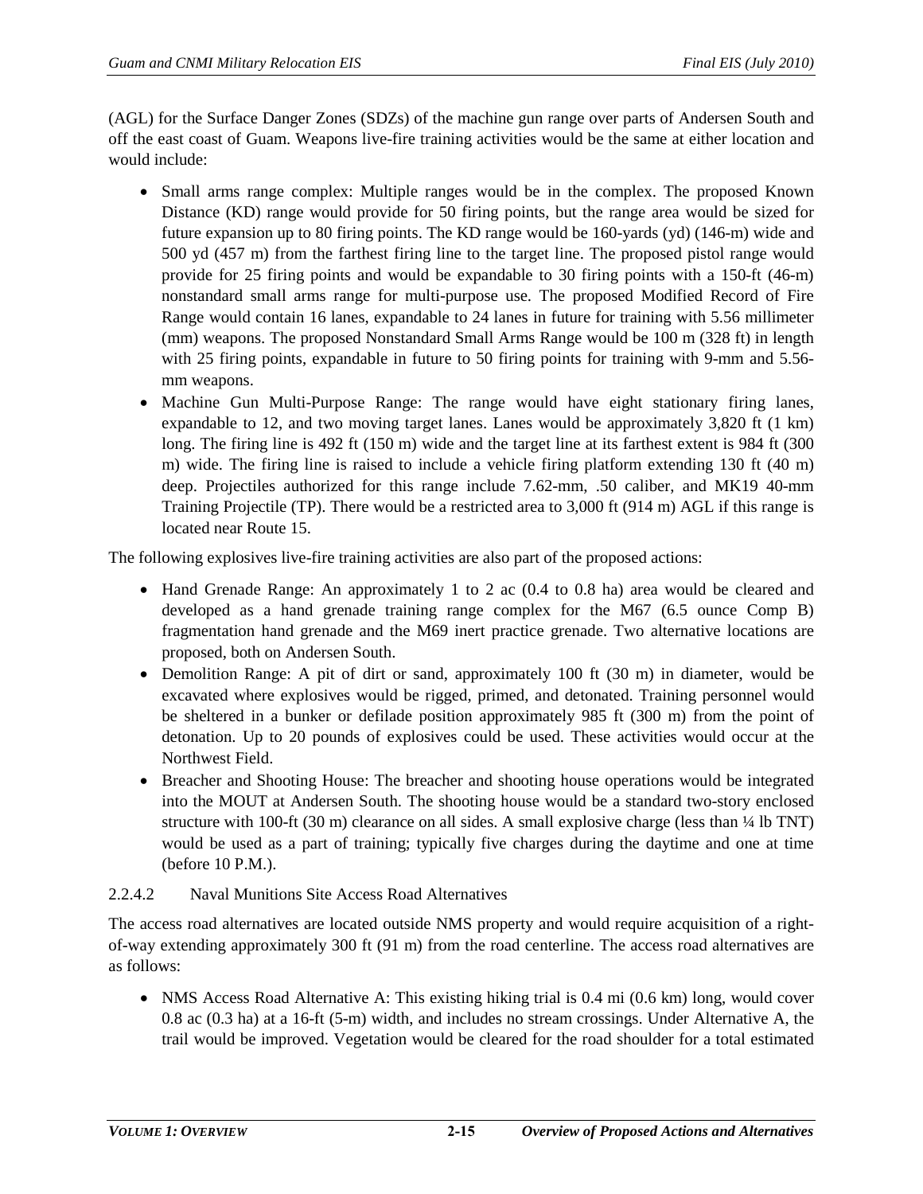(AGL) for the Surface Danger Zones (SDZs) of the machine gun range over parts of Andersen South and off the east coast of Guam. Weapons live-fire training activities would be the same at either location and would include:

- Small arms range complex: Multiple ranges would be in the complex. The proposed Known Distance (KD) range would provide for 50 firing points, but the range area would be sized for future expansion up to 80 firing points. The KD range would be 160-yards (yd) (146-m) wide and 500 yd (457 m) from the farthest firing line to the target line. The proposed pistol range would provide for 25 firing points and would be expandable to 30 firing points with a 150-ft (46-m) nonstandard small arms range for multi-purpose use. The proposed Modified Record of Fire Range would contain 16 lanes, expandable to 24 lanes in future for training with 5.56 millimeter (mm) weapons. The proposed Nonstandard Small Arms Range would be 100 m (328 ft) in length with 25 firing points, expandable in future to 50 firing points for training with 9-mm and 5.56-mm weapons.
- Machine Gun Multi-Purpose Range: The range would have eight stationary firing lanes, expandable to 12, and two moving target lanes. Lanes would be approximately 3,820 ft (1 km) long. The firing line is 492 ft (150 m) wide and the target line at its farthest extent is 984 ft (300 m) wide. The firing line is raised to include a vehicle firing platform extending 130 ft (40 m) deep. Projectiles authorized for this range include 7.62-mm, .50 caliber, and MK19 40-mm Training Projectile (TP). There would be a restricted area to 3,000 ft (914 m) AGL if this range is located near Route 15.

The following explosives live-fire training activities are also part of the proposed actions:

- Hand Grenade Range: An approximately 1 to 2 ac (0.4 to 0.8 ha) area would be cleared and developed as a hand grenade training range complex for the M67 (6.5 ounce Comp B) fragmentation hand grenade and the M69 inert practice grenade. Two alternative locations are proposed, both on Andersen South.
- Demolition Range: A pit of dirt or sand, approximately 100 ft (30 m) in diameter, would be excavated where explosives would be rigged, primed, and detonated. Training personnel would be sheltered in a bunker or defilade position approximately 985 ft (300 m) from the point of detonation. Up to 20 pounds of explosives could be used. These activities would occur at the Northwest Field.
- Breacher and Shooting House: The breacher and shooting house operations would be integrated into the MOUT at Andersen South. The shooting house would be a standard two-story enclosed structure with 100-ft (30 m) clearance on all sides. A small explosive charge (less than ¼ lb TNT) would be used as a part of training; typically five charges during the daytime and one at time (before 10 P.M.).

#### 2.2.4.2 Naval Munitions Site Access Road Alternatives

The access road alternatives are located outside NMS property and would require acquisition of a right-of-way extending approximately 300 ft (91 m) from the road centerline. The access road alternatives are as follows:

- NMS Access Road Alternative A: This existing hiking trial is 0.4 mi (0.6 km) long, would cover 0.8 ac (0.3 ha) at a 16-ft (5-m) width, and includes no stream crossings. Under Alternative A, the trail would be improved. Vegetation would be cleared for the road shoulder for a total estimated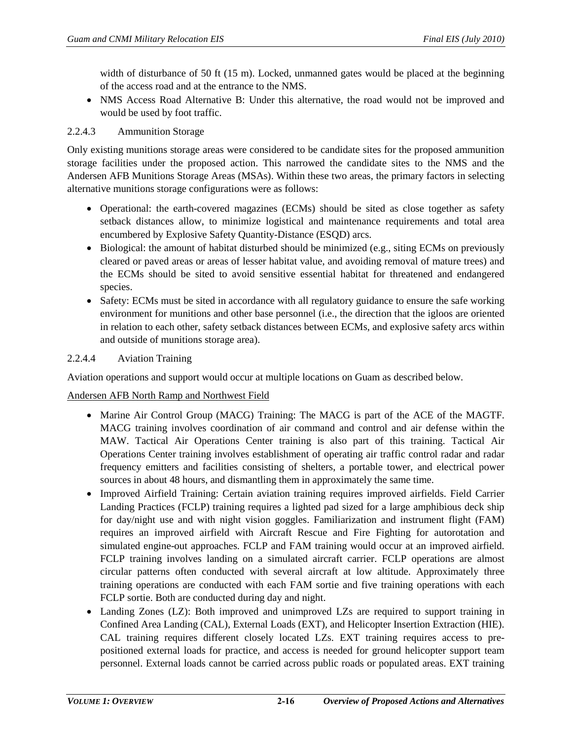width of disturbance of 50 ft (15 m). Locked, unmanned gates would be placed at the beginning of the access road and at the entrance to the NMS.

- NMS Access Road Alternative B: Under this alternative, the road would not be improved and would be used by foot traffic.

#### 2.2.4.3 Ammunition Storage

Only existing munitions storage areas were considered to be candidate sites for the proposed ammunition storage facilities under the proposed action. This narrowed the candidate sites to the NMS and the Andersen AFB Munitions Storage Areas (MSAs). Within these two areas, the primary factors in selecting alternative munitions storage configurations were as follows:

- Operational: the earth-covered magazines (ECMs) should be sited as close together as safety setback distances allow, to minimize logistical and maintenance requirements and total area encumbered by Explosive Safety Quantity-Distance (ESQD) arcs.
- Biological: the amount of habitat disturbed should be minimized (e.g., siting ECMs on previously cleared or paved areas or areas of lesser habitat value, and avoiding removal of mature trees) and the ECMs should be sited to avoid sensitive essential habitat for threatened and endangered species.
- Safety: ECMs must be sited in accordance with all regulatory guidance to ensure the safe working environment for munitions and other base personnel (i.e., the direction that the igloos are oriented in relation to each other, safety setback distances between ECMs, and explosive safety arcs within and outside of munitions storage area).

#### 2.2.4.4 Aviation Training

Aviation operations and support would occur at multiple locations on Guam as described below.

<u>Andersen AFB North Ramp and Northwest Field</u>

- Marine Air Control Group (MACG) Training: The MACG is part of the ACE of the MAGTF. MACG training involves coordination of air command and control and air defense within the MAW. Tactical Air Operations Center training is also part of this training. Tactical Air Operations Center training involves establishment of operating air traffic control radar and radar frequency emitters and facilities consisting of shelters, a portable tower, and electrical power sources in about 48 hours, and dismantling them in approximately the same time.
- Improved Airfield Training: Certain aviation training requires improved airfields. Field Carrier Landing Practices (FCLP) training requires a lighted pad sized for a large amphibious deck ship for day/night use and with night vision goggles. Familiarization and instrument flight (FAM) requires an improved airfield with Aircraft Rescue and Fire Fighting for autorotation and simulated engine-out approaches. FCLP and FAM training would occur at an improved airfield. FCLP training involves landing on a simulated aircraft carrier. FCLP operations are almost circular patterns often conducted with several aircraft at low altitude. Approximately three training operations are conducted with each FAM sortie and five training operations with each FCLP sortie. Both are conducted during day and night.
- Landing Zones (LZ): Both improved and unimproved LZs are required to support training in Confined Area Landing (CAL), External Loads (EXT), and Helicopter Insertion Extraction (HIE). CAL training requires different closely located LZs. EXT training requires access to pre-positioned external loads for practice, and access is needed for ground helicopter support team personnel. External loads cannot be carried across public roads or populated areas. EXT training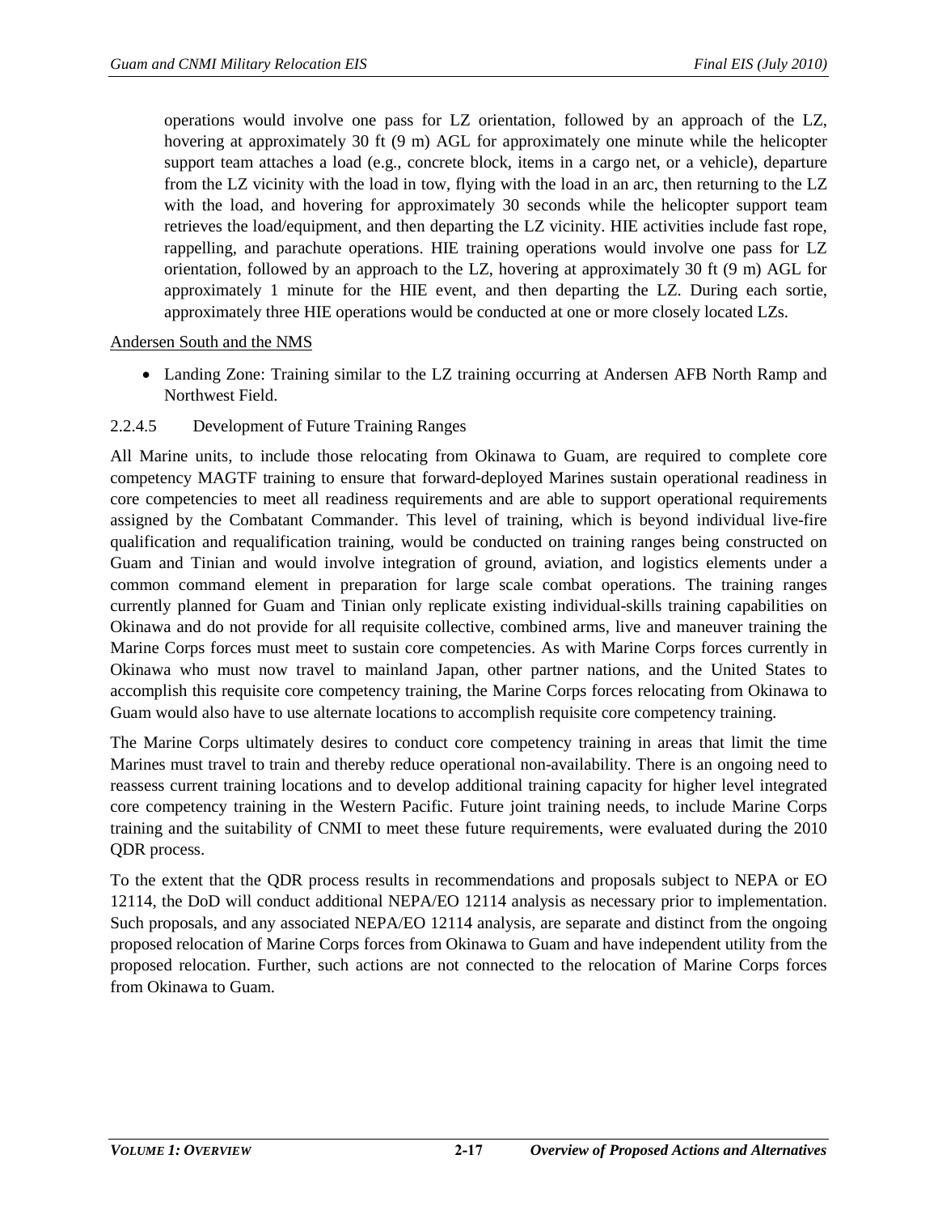operations would involve one pass for LZ orientation, followed by an approach of the LZ, hovering at approximately 30 ft (9 m) AGL for approximately one minute while the helicopter support team attaches a load (e.g., concrete block, items in a cargo net, or a vehicle), departure from the LZ vicinity with the load in tow, flying with the load in an arc, then returning to the LZ with the load, and hovering for approximately 30 seconds while the helicopter support team retrieves the load/equipment, and then departing the LZ vicinity. HIE activities include fast rope, rappelling, and parachute operations. HIE training operations would involve one pass for LZ orientation, followed by an approach to the LZ, hovering at approximately 30 ft (9 m) AGL for approximately 1 minute for the HIE event, and then departing the LZ. During each sortie, approximately three HIE operations would be conducted at one or more closely located LZs.

Andersen South and the NMS

- Landing Zone: Training similar to the LZ training occurring at Andersen AFB North Ramp and Northwest Field.

#### 2.2.4.5 Development of Future Training Ranges

All Marine units, to include those relocating from Okinawa to Guam, are required to complete core competency MAGTF training to ensure that forward-deployed Marines sustain operational readiness in core competencies to meet all readiness requirements and are able to support operational requirements assigned by the Combatant Commander. This level of training, which is beyond individual live-fire qualification and requalification training, would be conducted on training ranges being constructed on Guam and Tinian and would involve integration of ground, aviation, and logistics elements under a common command element in preparation for large scale combat operations. The training ranges currently planned for Guam and Tinian only replicate existing individual-skills training capabilities on Okinawa and do not provide for all requisite collective, combined arms, live and maneuver training the Marine Corps forces must meet to sustain core competencies. As with Marine Corps forces currently in Okinawa who must now travel to mainland Japan, other partner nations, and the United States to accomplish this requisite core competency training, the Marine Corps forces relocating from Okinawa to Guam would also have to use alternate locations to accomplish requisite core competency training.

The Marine Corps ultimately desires to conduct core competency training in areas that limit the time Marines must travel to train and thereby reduce operational non-availability. There is an ongoing need to reassess current training locations and to develop additional training capacity for higher level integrated core competency training in the Western Pacific. Future joint training needs, to include Marine Corps training and the suitability of CNMI to meet these future requirements, were evaluated during the 2010 QDR process.

To the extent that the QDR process results in recommendations and proposals subject to NEPA or EO 12114, the DoD will conduct additional NEPA/EO 12114 analysis as necessary prior to implementation. Such proposals, and any associated NEPA/EO 12114 analysis, are separate and distinct from the ongoing proposed relocation of Marine Corps forces from Okinawa to Guam and have independent utility from the proposed relocation. Further, such actions are not connected to the relocation of Marine Corps forces from Okinawa to Guam.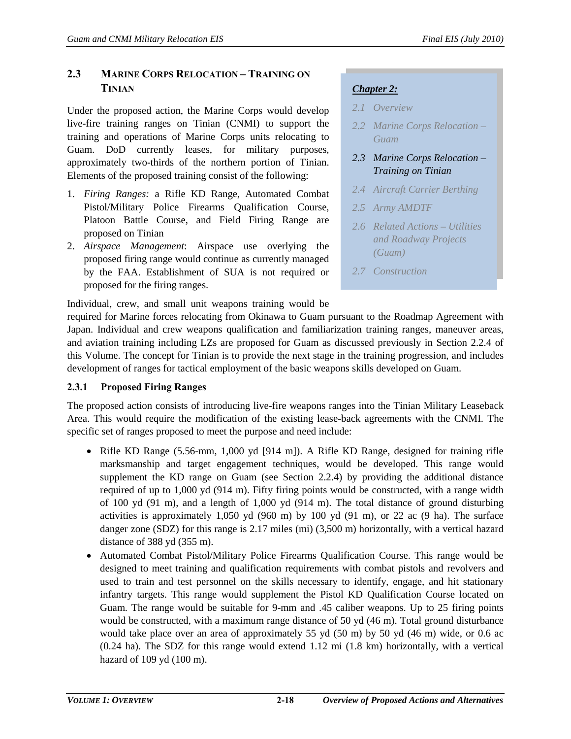## 2.3 MARINE CORPS RELOCATION – TRAINING ON TINIAN

> ***Chapter 2:***
>
> *2.1 Overview*
>
> *2.2 Marine Corps Relocation – Guam*
>
> *2.3 Marine Corps Relocation – Training on Tinian*
>
> *2.4 Aircraft Carrier Berthing*
>
> *2.5 Army AMDTF*
>
> *2.6 Related Actions – Utilities and Roadway Projects (Guam)*
>
> *2.7 Construction*

Under the proposed action, the Marine Corps would develop live-fire training ranges on Tinian (CNMI) to support the training and operations of Marine Corps units relocating to Guam. DoD currently leases, for military purposes, approximately two-thirds of the northern portion of Tinian. Elements of the proposed training consist of the following:

1. *Firing Ranges:* a Rifle KD Range, Automated Combat Pistol/Military Police Firearms Qualification Course, Platoon Battle Course, and Field Firing Range are proposed on Tinian
2. *Airspace Management*: Airspace use overlying the proposed firing range would continue as currently managed by the FAA. Establishment of SUA is not required or proposed for the firing ranges.

Individual, crew, and small unit weapons training would be required for Marine forces relocating from Okinawa to Guam pursuant to the Roadmap Agreement with Japan. Individual and crew weapons qualification and familiarization training ranges, maneuver areas, and aviation training including LZs are proposed for Guam as discussed previously in Section 2.2.4 of this Volume. The concept for Tinian is to provide the next stage in the training progression, and includes development of ranges for tactical employment of the basic weapons skills developed on Guam.

### 2.3.1 Proposed Firing Ranges

The proposed action consists of introducing live-fire weapons ranges into the Tinian Military Leaseback Area. This would require the modification of the existing lease-back agreements with the CNMI. The specific set of ranges proposed to meet the purpose and need include:

- Rifle KD Range (5.56-mm, 1,000 yd [914 m]). A Rifle KD Range, designed for training rifle marksmanship and target engagement techniques, would be developed. This range would supplement the KD range on Guam (see Section 2.2.4) by providing the additional distance required of up to 1,000 yd (914 m). Fifty firing points would be constructed, with a range width of 100 yd (91 m), and a length of 1,000 yd (914 m). The total distance of ground disturbing activities is approximately 1,050 yd (960 m) by 100 yd (91 m), or 22 ac (9 ha). The surface danger zone (SDZ) for this range is 2.17 miles (mi) (3,500 m) horizontally, with a vertical hazard distance of 388 yd (355 m).
- Automated Combat Pistol/Military Police Firearms Qualification Course. This range would be designed to meet training and qualification requirements with combat pistols and revolvers and used to train and test personnel on the skills necessary to identify, engage, and hit stationary infantry targets. This range would supplement the Pistol KD Qualification Course located on Guam. The range would be suitable for 9-mm and .45 caliber weapons. Up to 25 firing points would be constructed, with a maximum range distance of 50 yd (46 m). Total ground disturbance would take place over an area of approximately 55 yd (50 m) by 50 yd (46 m) wide, or 0.6 ac (0.24 ha). The SDZ for this range would extend 1.12 mi (1.8 km) horizontally, with a vertical hazard of 109 yd (100 m).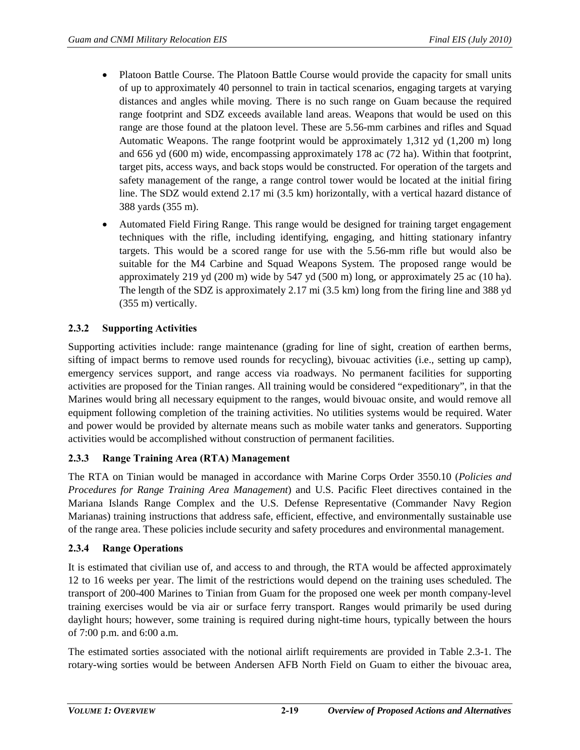- Platoon Battle Course. The Platoon Battle Course would provide the capacity for small units of up to approximately 40 personnel to train in tactical scenarios, engaging targets at varying distances and angles while moving. There is no such range on Guam because the required range footprint and SDZ exceeds available land areas. Weapons that would be used on this range are those found at the platoon level. These are 5.56-mm carbines and rifles and Squad Automatic Weapons. The range footprint would be approximately 1,312 yd (1,200 m) long and 656 yd (600 m) wide, encompassing approximately 178 ac (72 ha). Within that footprint, target pits, access ways, and back stops would be constructed. For operation of the targets and safety management of the range, a range control tower would be located at the initial firing line. The SDZ would extend 2.17 mi (3.5 km) horizontally, with a vertical hazard distance of 388 yards (355 m).
- Automated Field Firing Range. This range would be designed for training target engagement techniques with the rifle, including identifying, engaging, and hitting stationary infantry targets. This would be a scored range for use with the 5.56-mm rifle but would also be suitable for the M4 Carbine and Squad Weapons System. The proposed range would be approximately 219 yd (200 m) wide by 547 yd (500 m) long, or approximately 25 ac (10 ha). The length of the SDZ is approximately 2.17 mi (3.5 km) long from the firing line and 388 yd (355 m) vertically.

### 2.3.2 Supporting Activities

Supporting activities include: range maintenance (grading for line of sight, creation of earthen berms, sifting of impact berms to remove used rounds for recycling), bivouac activities (i.e., setting up camp), emergency services support, and range access via roadways. No permanent facilities for supporting activities are proposed for the Tinian ranges. All training would be considered "expeditionary", in that the Marines would bring all necessary equipment to the ranges, would bivouac onsite, and would remove all equipment following completion of the training activities. No utilities systems would be required. Water and power would be provided by alternate means such as mobile water tanks and generators. Supporting activities would be accomplished without construction of permanent facilities.

### 2.3.3 Range Training Area (RTA) Management

The RTA on Tinian would be managed in accordance with Marine Corps Order 3550.10 (*Policies and Procedures for Range Training Area Management*) and U.S. Pacific Fleet directives contained in the Mariana Islands Range Complex and the U.S. Defense Representative (Commander Navy Region Marianas) training instructions that address safe, efficient, effective, and environmentally sustainable use of the range area. These policies include security and safety procedures and environmental management.

### 2.3.4 Range Operations

It is estimated that civilian use of, and access to and through, the RTA would be affected approximately 12 to 16 weeks per year. The limit of the restrictions would depend on the training uses scheduled. The transport of 200-400 Marines to Tinian from Guam for the proposed one week per month company-level training exercises would be via air or surface ferry transport. Ranges would primarily be used during daylight hours; however, some training is required during night-time hours, typically between the hours of 7:00 p.m. and 6:00 a.m.

The estimated sorties associated with the notional airlift requirements are provided in Table 2.3-1. The rotary-wing sorties would be between Andersen AFB North Field on Guam to either the bivouac area,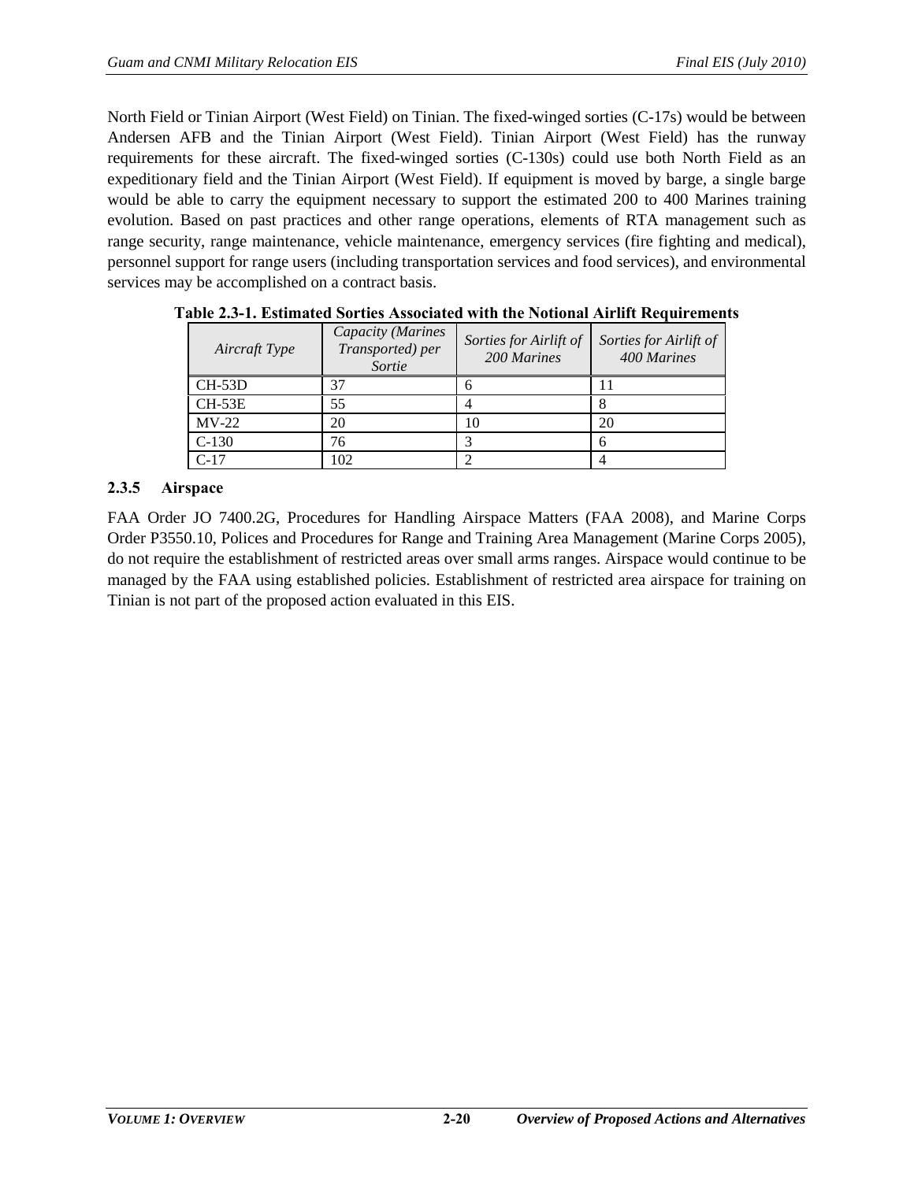North Field or Tinian Airport (West Field) on Tinian. The fixed-winged sorties (C-17s) would be between Andersen AFB and the Tinian Airport (West Field). Tinian Airport (West Field) has the runway requirements for these aircraft. The fixed-winged sorties (C-130s) could use both North Field as an expeditionary field and the Tinian Airport (West Field). If equipment is moved by barge, a single barge would be able to carry the equipment necessary to support the estimated 200 to 400 Marines training evolution. Based on past practices and other range operations, elements of RTA management such as range security, range maintenance, vehicle maintenance, emergency services (fire fighting and medical), personnel support for range users (including transportation services and food services), and environmental services may be accomplished on a contract basis.

**Table 2.3-1. Estimated Sorties Associated with the Notional Airlift Requirements**

| *Aircraft Type* | *Capacity (Marines Transported) per Sortie* | *Sorties for Airlift of 200 Marines* | *Sorties for Airlift of 400 Marines* |
|---|---|---|---|
| CH-53D | 37 | 6 | 11 |
| CH-53E | 55 | 4 | 8 |
| MV-22 | 20 | 10 | 20 |
| C-130 | 76 | 3 | 6 |
| C-17 | 102 | 2 | 4 |

### 2.3.5 Airspace

FAA Order JO 7400.2G, Procedures for Handling Airspace Matters (FAA 2008), and Marine Corps Order P3550.10, Polices and Procedures for Range and Training Area Management (Marine Corps 2005), do not require the establishment of restricted areas over small arms ranges. Airspace would continue to be managed by the FAA using established policies. Establishment of restricted area airspace for training on Tinian is not part of the proposed action evaluated in this EIS.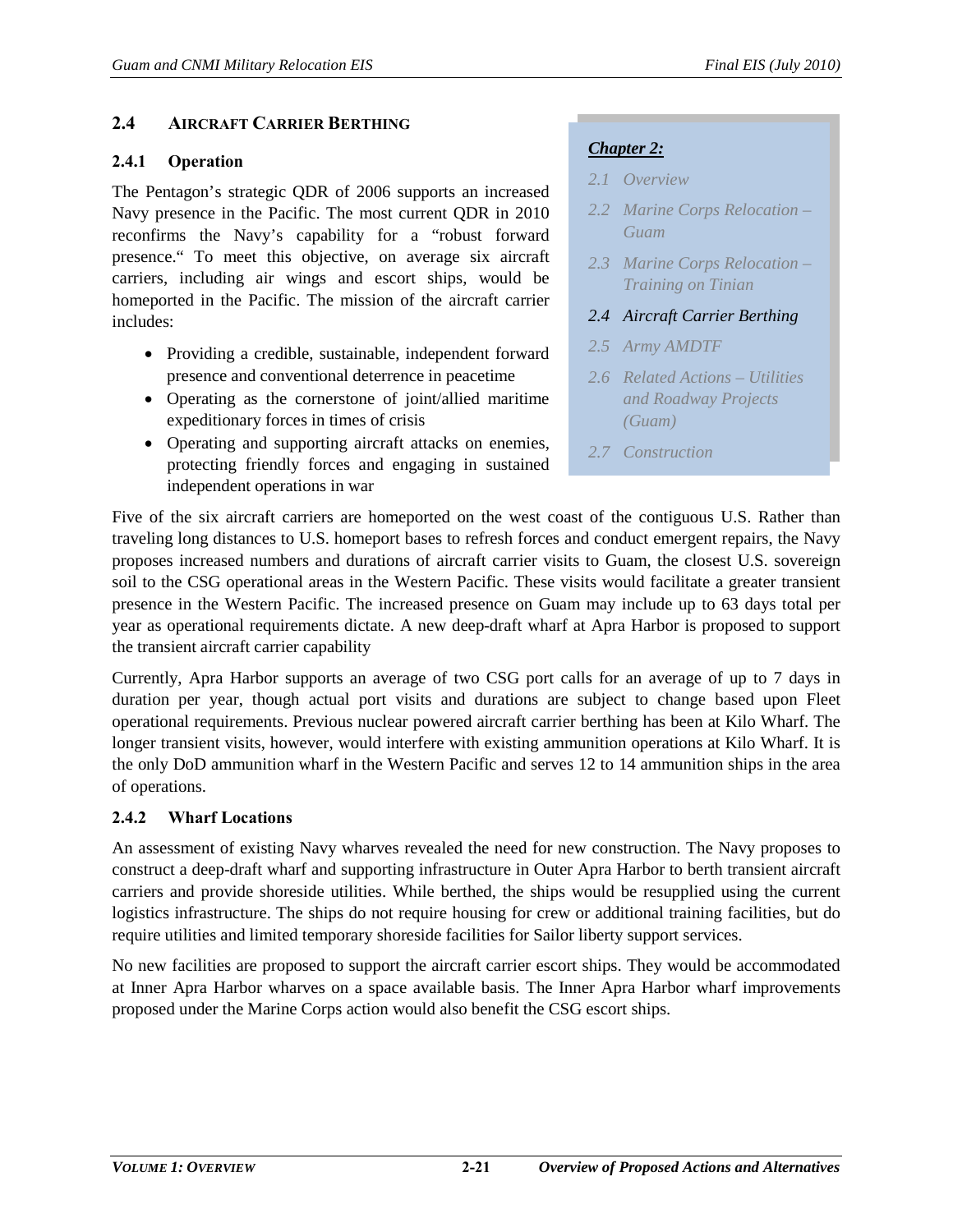## 2.4 AIRCRAFT CARRIER BERTHING

### 2.4.1 Operation

The Pentagon's strategic QDR of 2006 supports an increased Navy presence in the Pacific. The most current QDR in 2010 reconfirms the Navy's capability for a "robust forward presence." To meet this objective, on average six aircraft carriers, including air wings and escort ships, would be homeported in the Pacific. The mission of the aircraft carrier includes:

- Providing a credible, sustainable, independent forward presence and conventional deterrence in peacetime
- Operating as the cornerstone of joint/allied maritime expeditionary forces in times of crisis
- Operating and supporting aircraft attacks on enemies, protecting friendly forces and engaging in sustained independent operations in war

***Chapter 2:***

*2.1 Overview*

*2.2 Marine Corps Relocation – Guam*

*2.3 Marine Corps Relocation – Training on Tinian*

*2.4 Aircraft Carrier Berthing*

*2.5 Army AMDTF*

*2.6 Related Actions – Utilities and Roadway Projects (Guam)*

*2.7 Construction*

Five of the six aircraft carriers are homeported on the west coast of the contiguous U.S. Rather than traveling long distances to U.S. homeport bases to refresh forces and conduct emergent repairs, the Navy proposes increased numbers and durations of aircraft carrier visits to Guam, the closest U.S. sovereign soil to the CSG operational areas in the Western Pacific. These visits would facilitate a greater transient presence in the Western Pacific. The increased presence on Guam may include up to 63 days total per year as operational requirements dictate. A new deep-draft wharf at Apra Harbor is proposed to support the transient aircraft carrier capability

Currently, Apra Harbor supports an average of two CSG port calls for an average of up to 7 days in duration per year, though actual port visits and durations are subject to change based upon Fleet operational requirements. Previous nuclear powered aircraft carrier berthing has been at Kilo Wharf. The longer transient visits, however, would interfere with existing ammunition operations at Kilo Wharf. It is the only DoD ammunition wharf in the Western Pacific and serves 12 to 14 ammunition ships in the area of operations.

### 2.4.2 Wharf Locations

An assessment of existing Navy wharves revealed the need for new construction. The Navy proposes to construct a deep-draft wharf and supporting infrastructure in Outer Apra Harbor to berth transient aircraft carriers and provide shoreside utilities. While berthed, the ships would be resupplied using the current logistics infrastructure. The ships do not require housing for crew or additional training facilities, but do require utilities and limited temporary shoreside facilities for Sailor liberty support services.

No new facilities are proposed to support the aircraft carrier escort ships. They would be accommodated at Inner Apra Harbor wharves on a space available basis. The Inner Apra Harbor wharf improvements proposed under the Marine Corps action would also benefit the CSG escort ships.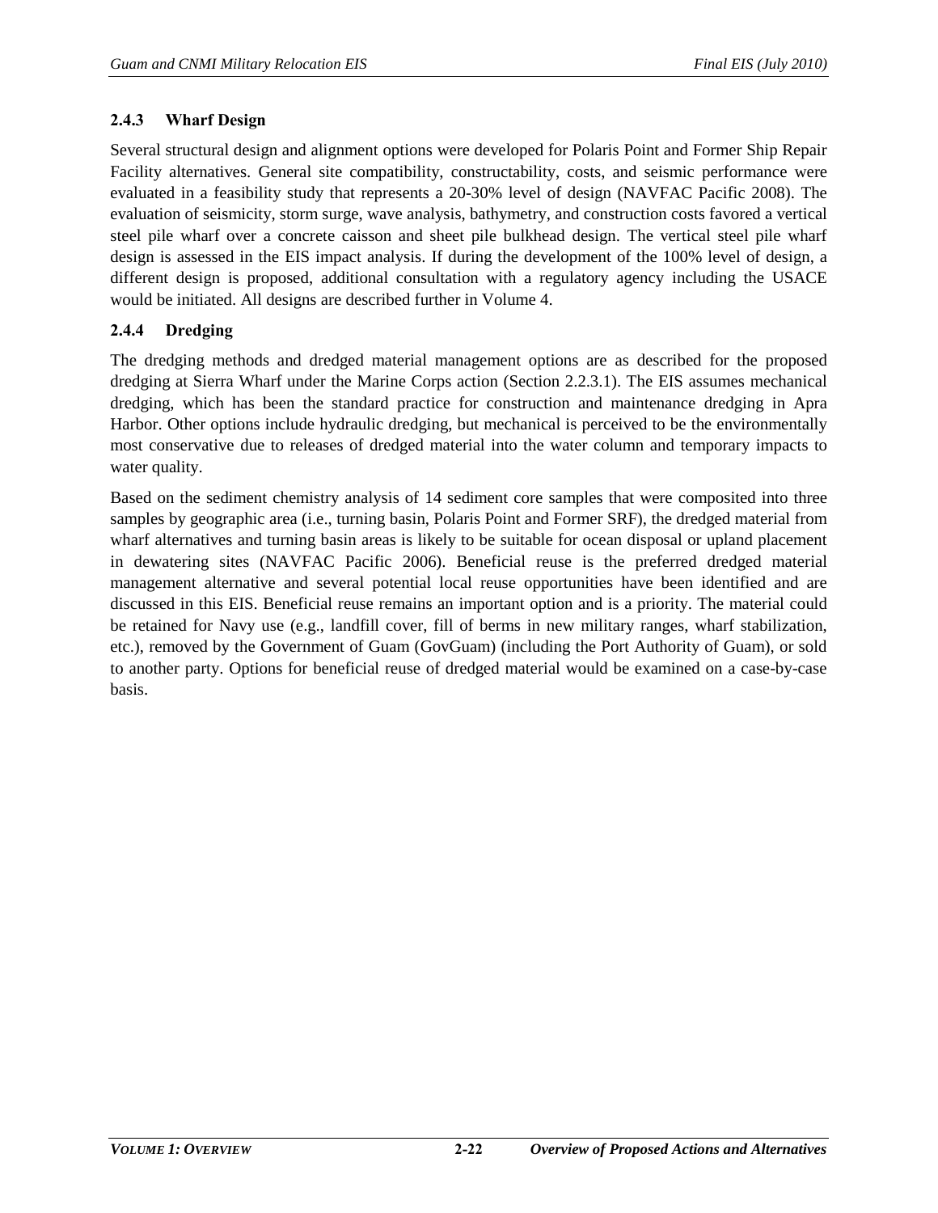### 2.4.3 Wharf Design

Several structural design and alignment options were developed for Polaris Point and Former Ship Repair Facility alternatives. General site compatibility, constructability, costs, and seismic performance were evaluated in a feasibility study that represents a 20-30% level of design (NAVFAC Pacific 2008). The evaluation of seismicity, storm surge, wave analysis, bathymetry, and construction costs favored a vertical steel pile wharf over a concrete caisson and sheet pile bulkhead design. The vertical steel pile wharf design is assessed in the EIS impact analysis. If during the development of the 100% level of design, a different design is proposed, additional consultation with a regulatory agency including the USACE would be initiated. All designs are described further in Volume 4.

### 2.4.4 Dredging

The dredging methods and dredged material management options are as described for the proposed dredging at Sierra Wharf under the Marine Corps action (Section 2.2.3.1). The EIS assumes mechanical dredging, which has been the standard practice for construction and maintenance dredging in Apra Harbor. Other options include hydraulic dredging, but mechanical is perceived to be the environmentally most conservative due to releases of dredged material into the water column and temporary impacts to water quality.

Based on the sediment chemistry analysis of 14 sediment core samples that were composited into three samples by geographic area (i.e., turning basin, Polaris Point and Former SRF), the dredged material from wharf alternatives and turning basin areas is likely to be suitable for ocean disposal or upland placement in dewatering sites (NAVFAC Pacific 2006). Beneficial reuse is the preferred dredged material management alternative and several potential local reuse opportunities have been identified and are discussed in this EIS. Beneficial reuse remains an important option and is a priority. The material could be retained for Navy use (e.g., landfill cover, fill of berms in new military ranges, wharf stabilization, etc.), removed by the Government of Guam (GovGuam) (including the Port Authority of Guam), or sold to another party. Options for beneficial reuse of dredged material would be examined on a case-by-case basis.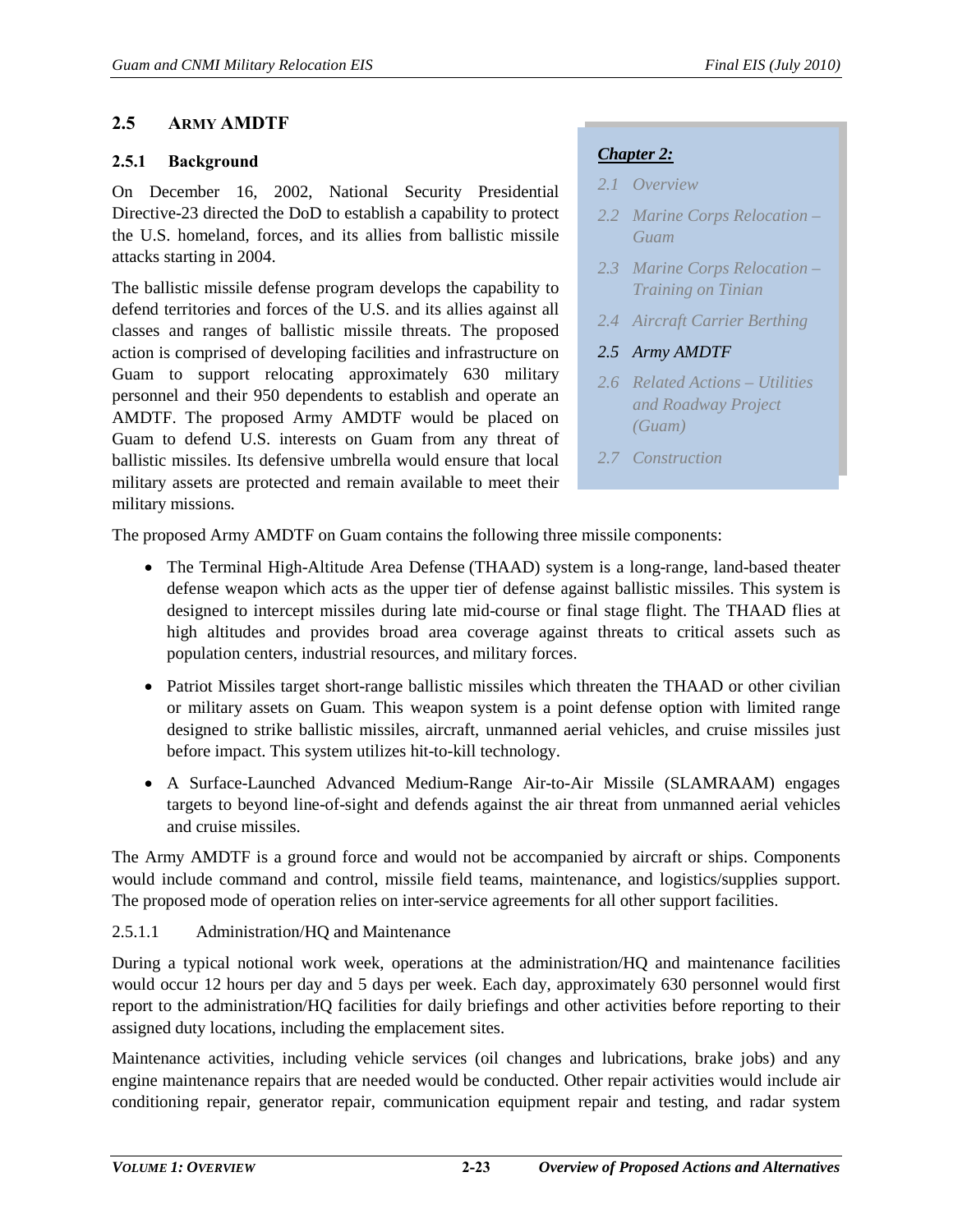## 2.5 ARMY AMDTF

### 2.5.1 Background

On December 16, 2002, National Security Presidential Directive-23 directed the DoD to establish a capability to protect the U.S. homeland, forces, and its allies from ballistic missile attacks starting in 2004.

The ballistic missile defense program develops the capability to defend territories and forces of the U.S. and its allies against all classes and ranges of ballistic missile threats. The proposed action is comprised of developing facilities and infrastructure on Guam to support relocating approximately 630 military personnel and their 950 dependents to establish and operate an AMDTF. The proposed Army AMDTF would be placed on Guam to defend U.S. interests on Guam from any threat of ballistic missiles. Its defensive umbrella would ensure that local military assets are protected and remain available to meet their military missions.

> ***Chapter 2:***
>
> *2.1 Overview*
>
> *2.2 Marine Corps Relocation – Guam*
>
> *2.3 Marine Corps Relocation – Training on Tinian*
>
> *2.4 Aircraft Carrier Berthing*
>
> *2.5 Army AMDTF*
>
> *2.6 Related Actions – Utilities and Roadway Project (Guam)*
>
> *2.7 Construction*

The proposed Army AMDTF on Guam contains the following three missile components:

- The Terminal High-Altitude Area Defense (THAAD) system is a long-range, land-based theater defense weapon which acts as the upper tier of defense against ballistic missiles. This system is designed to intercept missiles during late mid-course or final stage flight. The THAAD flies at high altitudes and provides broad area coverage against threats to critical assets such as population centers, industrial resources, and military forces.
- Patriot Missiles target short-range ballistic missiles which threaten the THAAD or other civilian or military assets on Guam. This weapon system is a point defense option with limited range designed to strike ballistic missiles, aircraft, unmanned aerial vehicles, and cruise missiles just before impact. This system utilizes hit-to-kill technology.
- A Surface-Launched Advanced Medium-Range Air-to-Air Missile (SLAMRAAM) engages targets to beyond line-of-sight and defends against the air threat from unmanned aerial vehicles and cruise missiles.

The Army AMDTF is a ground force and would not be accompanied by aircraft or ships. Components would include command and control, missile field teams, maintenance, and logistics/supplies support. The proposed mode of operation relies on inter-service agreements for all other support facilities.

#### 2.5.1.1 Administration/HQ and Maintenance

During a typical notional work week, operations at the administration/HQ and maintenance facilities would occur 12 hours per day and 5 days per week. Each day, approximately 630 personnel would first report to the administration/HQ facilities for daily briefings and other activities before reporting to their assigned duty locations, including the emplacement sites.

Maintenance activities, including vehicle services (oil changes and lubrications, brake jobs) and any engine maintenance repairs that are needed would be conducted. Other repair activities would include air conditioning repair, generator repair, communication equipment repair and testing, and radar system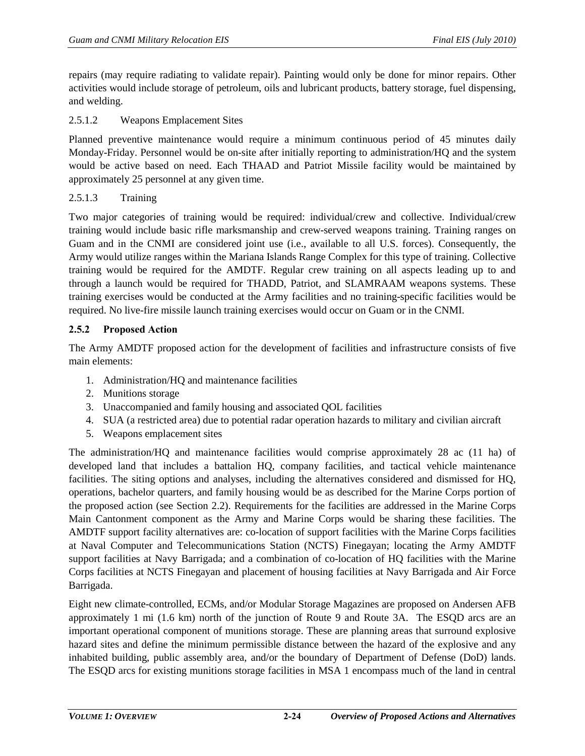repairs (may require radiating to validate repair). Painting would only be done for minor repairs. Other activities would include storage of petroleum, oils and lubricant products, battery storage, fuel dispensing, and welding.

#### 2.5.1.2 Weapons Emplacement Sites

Planned preventive maintenance would require a minimum continuous period of 45 minutes daily Monday-Friday. Personnel would be on-site after initially reporting to administration/HQ and the system would be active based on need. Each THAAD and Patriot Missile facility would be maintained by approximately 25 personnel at any given time.

#### 2.5.1.3 Training

Two major categories of training would be required: individual/crew and collective. Individual/crew training would include basic rifle marksmanship and crew-served weapons training. Training ranges on Guam and in the CNMI are considered joint use (i.e., available to all U.S. forces). Consequently, the Army would utilize ranges within the Mariana Islands Range Complex for this type of training. Collective training would be required for the AMDTF. Regular crew training on all aspects leading up to and through a launch would be required for THADD, Patriot, and SLAMRAAM weapons systems. These training exercises would be conducted at the Army facilities and no training-specific facilities would be required. No live-fire missile launch training exercises would occur on Guam or in the CNMI.

### 2.5.2 Proposed Action

The Army AMDTF proposed action for the development of facilities and infrastructure consists of five main elements:

1. Administration/HQ and maintenance facilities
2. Munitions storage
3. Unaccompanied and family housing and associated QOL facilities
4. SUA (a restricted area) due to potential radar operation hazards to military and civilian aircraft
5. Weapons emplacement sites

The administration/HQ and maintenance facilities would comprise approximately 28 ac (11 ha) of developed land that includes a battalion HQ, company facilities, and tactical vehicle maintenance facilities. The siting options and analyses, including the alternatives considered and dismissed for HQ, operations, bachelor quarters, and family housing would be as described for the Marine Corps portion of the proposed action (see Section 2.2). Requirements for the facilities are addressed in the Marine Corps Main Cantonment component as the Army and Marine Corps would be sharing these facilities. The AMDTF support facility alternatives are: co-location of support facilities with the Marine Corps facilities at Naval Computer and Telecommunications Station (NCTS) Finegayan; locating the Army AMDTF support facilities at Navy Barrigada; and a combination of co-location of HQ facilities with the Marine Corps facilities at NCTS Finegayan and placement of housing facilities at Navy Barrigada and Air Force Barrigada.

Eight new climate-controlled, ECMs, and/or Modular Storage Magazines are proposed on Andersen AFB approximately 1 mi (1.6 km) north of the junction of Route 9 and Route 3A. The ESQD arcs are an important operational component of munitions storage. These are planning areas that surround explosive hazard sites and define the minimum permissible distance between the hazard of the explosive and any inhabited building, public assembly area, and/or the boundary of Department of Defense (DoD) lands. The ESQD arcs for existing munitions storage facilities in MSA 1 encompass much of the land in central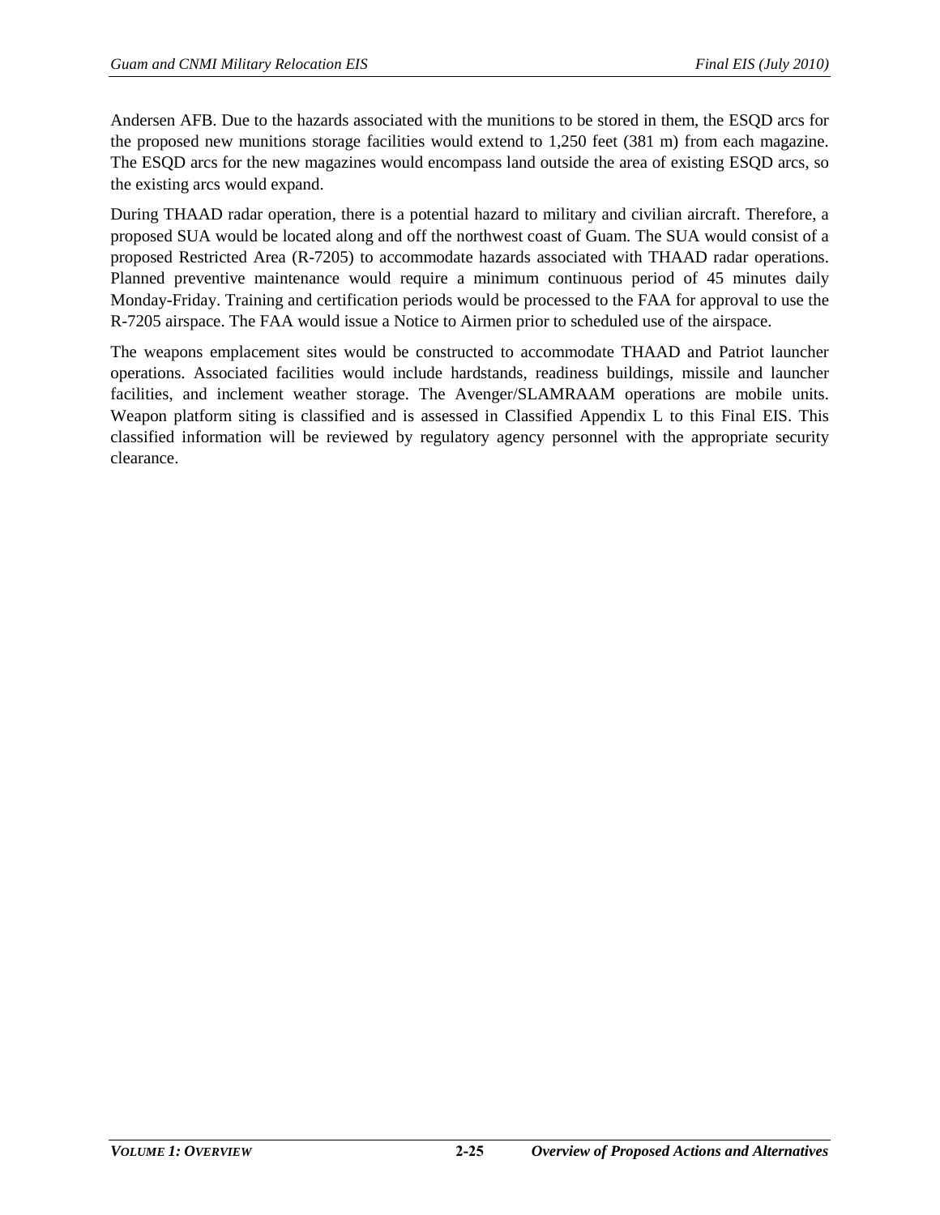Andersen AFB. Due to the hazards associated with the munitions to be stored in them, the ESQD arcs for the proposed new munitions storage facilities would extend to 1,250 feet (381 m) from each magazine. The ESQD arcs for the new magazines would encompass land outside the area of existing ESQD arcs, so the existing arcs would expand.

During THAAD radar operation, there is a potential hazard to military and civilian aircraft. Therefore, a proposed SUA would be located along and off the northwest coast of Guam. The SUA would consist of a proposed Restricted Area (R-7205) to accommodate hazards associated with THAAD radar operations. Planned preventive maintenance would require a minimum continuous period of 45 minutes daily Monday-Friday. Training and certification periods would be processed to the FAA for approval to use the R-7205 airspace. The FAA would issue a Notice to Airmen prior to scheduled use of the airspace.

The weapons emplacement sites would be constructed to accommodate THAAD and Patriot launcher operations. Associated facilities would include hardstands, readiness buildings, missile and launcher facilities, and inclement weather storage. The Avenger/SLAMRAAM operations are mobile units. Weapon platform siting is classified and is assessed in Classified Appendix L to this Final EIS. This classified information will be reviewed by regulatory agency personnel with the appropriate security clearance.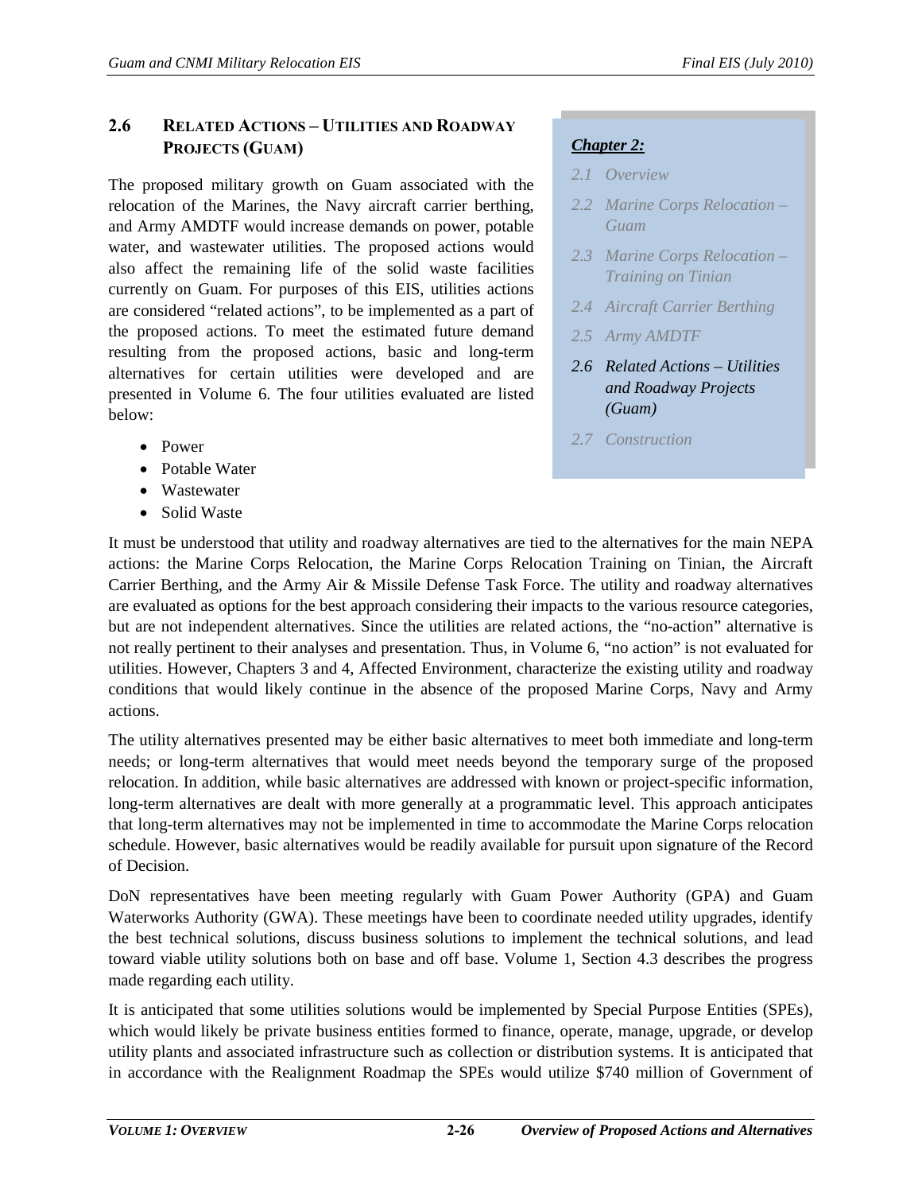## 2.6 RELATED ACTIONS – UTILITIES AND ROADWAY PROJECTS (GUAM)

*__Chapter 2:__*

*2.1 Overview*

*2.2 Marine Corps Relocation – Guam*

*2.3 Marine Corps Relocation – Training on Tinian*

*2.4 Aircraft Carrier Berthing*

*2.5 Army AMDTF*

***2.6 Related Actions – Utilities and Roadway Projects (Guam)***

*2.7 Construction*

The proposed military growth on Guam associated with the relocation of the Marines, the Navy aircraft carrier berthing, and Army AMDTF would increase demands on power, potable water, and wastewater utilities. The proposed actions would also affect the remaining life of the solid waste facilities currently on Guam. For purposes of this EIS, utilities actions are considered "related actions", to be implemented as a part of the proposed actions. To meet the estimated future demand resulting from the proposed actions, basic and long-term alternatives for certain utilities were developed and are presented in Volume 6. The four utilities evaluated are listed below:

- Power
- Potable Water
- Wastewater
- Solid Waste

It must be understood that utility and roadway alternatives are tied to the alternatives for the main NEPA actions: the Marine Corps Relocation, the Marine Corps Relocation Training on Tinian, the Aircraft Carrier Berthing, and the Army Air & Missile Defense Task Force. The utility and roadway alternatives are evaluated as options for the best approach considering their impacts to the various resource categories, but are not independent alternatives. Since the utilities are related actions, the "no-action" alternative is not really pertinent to their analyses and presentation. Thus, in Volume 6, "no action" is not evaluated for utilities. However, Chapters 3 and 4, Affected Environment, characterize the existing utility and roadway conditions that would likely continue in the absence of the proposed Marine Corps, Navy and Army actions.

The utility alternatives presented may be either basic alternatives to meet both immediate and long-term needs; or long-term alternatives that would meet needs beyond the temporary surge of the proposed relocation. In addition, while basic alternatives are addressed with known or project-specific information, long-term alternatives are dealt with more generally at a programmatic level. This approach anticipates that long-term alternatives may not be implemented in time to accommodate the Marine Corps relocation schedule. However, basic alternatives would be readily available for pursuit upon signature of the Record of Decision.

DoN representatives have been meeting regularly with Guam Power Authority (GPA) and Guam Waterworks Authority (GWA). These meetings have been to coordinate needed utility upgrades, identify the best technical solutions, discuss business solutions to implement the technical solutions, and lead toward viable utility solutions both on base and off base. Volume 1, Section 4.3 describes the progress made regarding each utility.

It is anticipated that some utilities solutions would be implemented by Special Purpose Entities (SPEs), which would likely be private business entities formed to finance, operate, manage, upgrade, or develop utility plants and associated infrastructure such as collection or distribution systems. It is anticipated that in accordance with the Realignment Roadmap the SPEs would utilize $740 million of Government of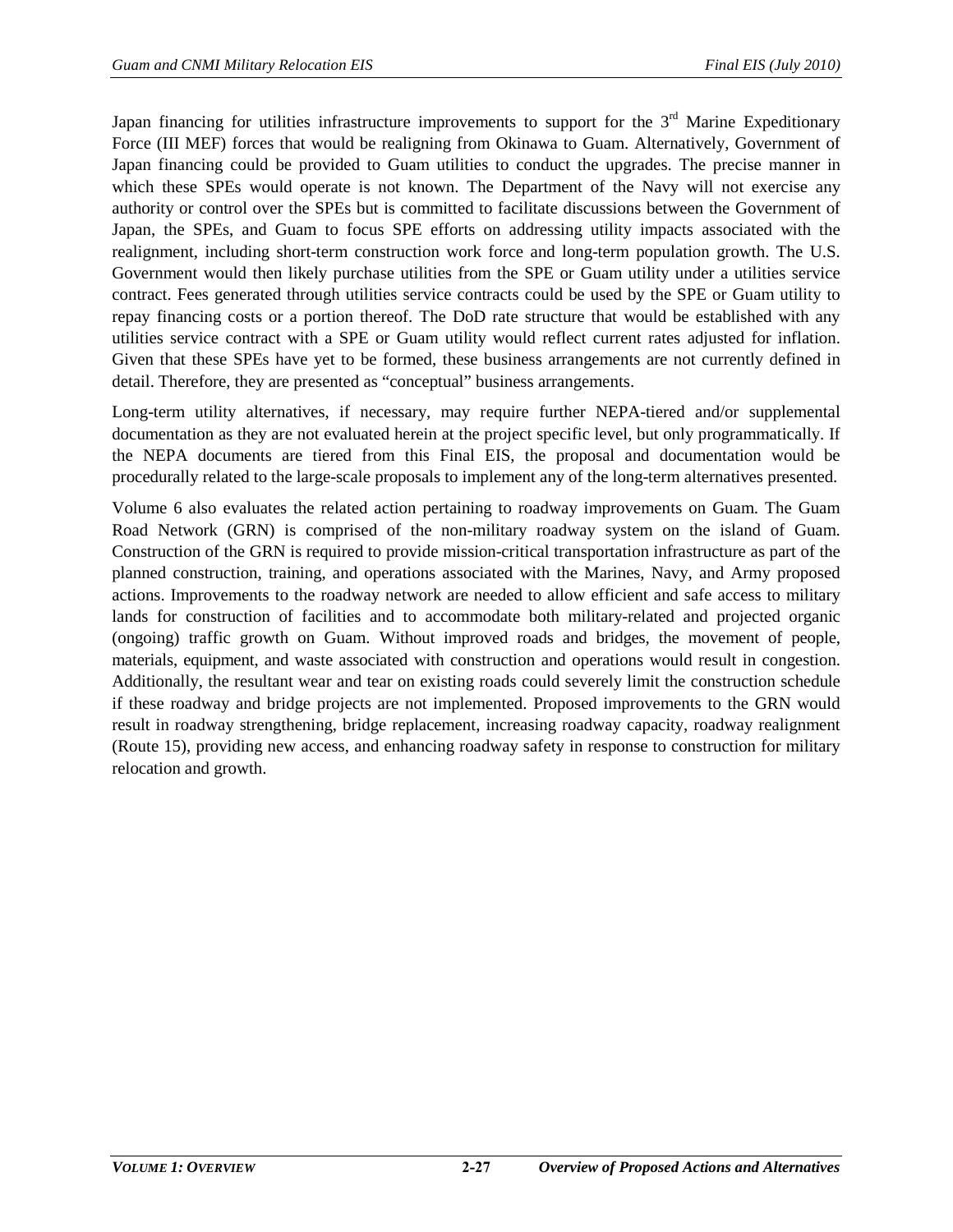Japan financing for utilities infrastructure improvements to support for the 3rd Marine Expeditionary Force (III MEF) forces that would be realigning from Okinawa to Guam. Alternatively, Government of Japan financing could be provided to Guam utilities to conduct the upgrades. The precise manner in which these SPEs would operate is not known. The Department of the Navy will not exercise any authority or control over the SPEs but is committed to facilitate discussions between the Government of Japan, the SPEs, and Guam to focus SPE efforts on addressing utility impacts associated with the realignment, including short-term construction work force and long-term population growth. The U.S. Government would then likely purchase utilities from the SPE or Guam utility under a utilities service contract. Fees generated through utilities service contracts could be used by the SPE or Guam utility to repay financing costs or a portion thereof. The DoD rate structure that would be established with any utilities service contract with a SPE or Guam utility would reflect current rates adjusted for inflation. Given that these SPEs have yet to be formed, these business arrangements are not currently defined in detail. Therefore, they are presented as "conceptual" business arrangements.

Long-term utility alternatives, if necessary, may require further NEPA-tiered and/or supplemental documentation as they are not evaluated herein at the project specific level, but only programmatically. If the NEPA documents are tiered from this Final EIS, the proposal and documentation would be procedurally related to the large-scale proposals to implement any of the long-term alternatives presented.

Volume 6 also evaluates the related action pertaining to roadway improvements on Guam. The Guam Road Network (GRN) is comprised of the non-military roadway system on the island of Guam. Construction of the GRN is required to provide mission-critical transportation infrastructure as part of the planned construction, training, and operations associated with the Marines, Navy, and Army proposed actions. Improvements to the roadway network are needed to allow efficient and safe access to military lands for construction of facilities and to accommodate both military-related and projected organic (ongoing) traffic growth on Guam. Without improved roads and bridges, the movement of people, materials, equipment, and waste associated with construction and operations would result in congestion. Additionally, the resultant wear and tear on existing roads could severely limit the construction schedule if these roadway and bridge projects are not implemented. Proposed improvements to the GRN would result in roadway strengthening, bridge replacement, increasing roadway capacity, roadway realignment (Route 15), providing new access, and enhancing roadway safety in response to construction for military relocation and growth.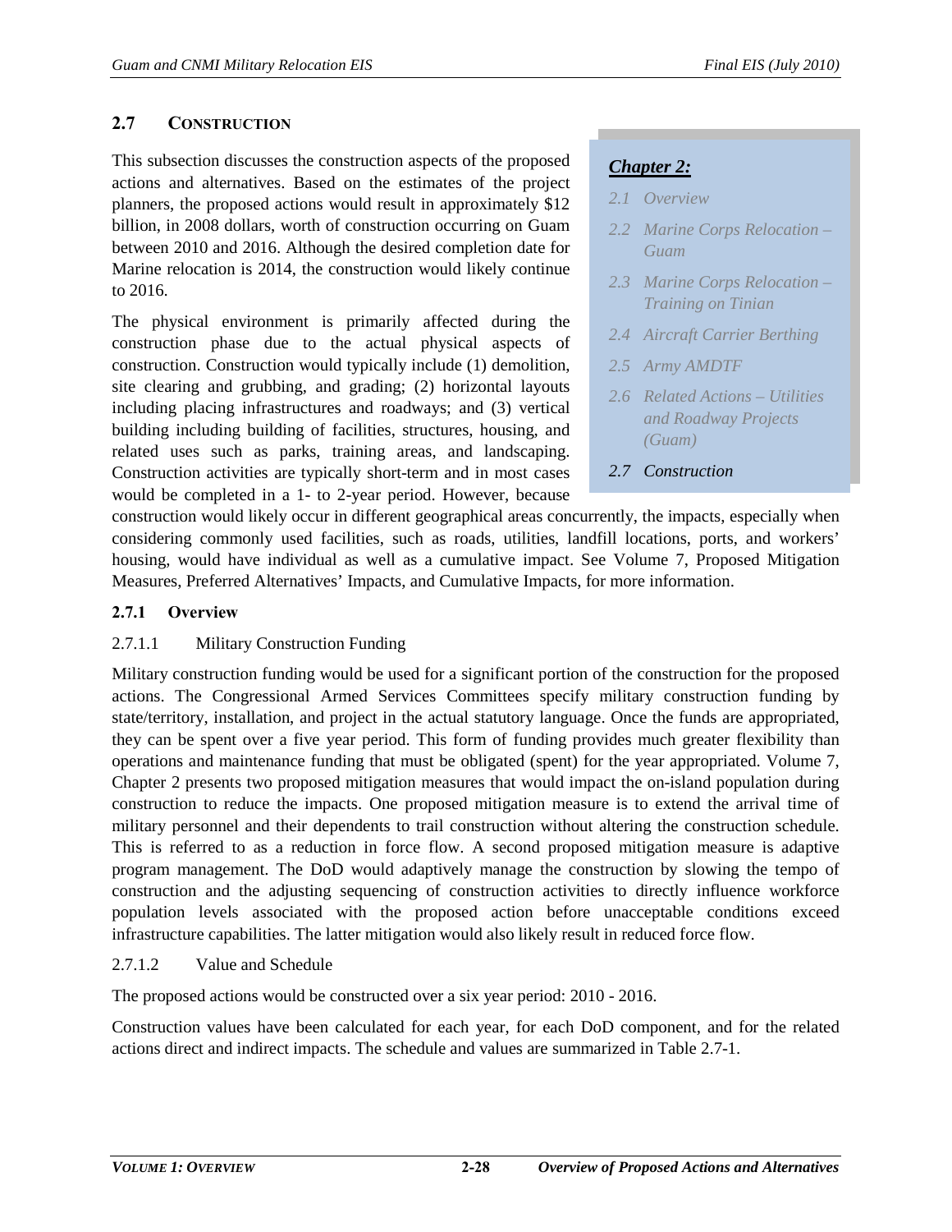## 2.7 CONSTRUCTION

This subsection discusses the construction aspects of the proposed actions and alternatives. Based on the estimates of the project planners, the proposed actions would result in approximately $12 billion, in 2008 dollars, worth of construction occurring on Guam between 2010 and 2016. Although the desired completion date for Marine relocation is 2014, the construction would likely continue to 2016.

*Chapter 2:*

*2.1 Overview*
*2.2 Marine Corps Relocation – Guam*
*2.3 Marine Corps Relocation – Training on Tinian*
*2.4 Aircraft Carrier Berthing*
*2.5 Army AMDTF*
*2.6 Related Actions – Utilities and Roadway Projects (Guam)*
*2.7 Construction*

The physical environment is primarily affected during the construction phase due to the actual physical aspects of construction. Construction would typically include (1) demolition, site clearing and grubbing, and grading; (2) horizontal layouts including placing infrastructures and roadways; and (3) vertical building including building of facilities, structures, housing, and related uses such as parks, training areas, and landscaping. Construction activities are typically short-term and in most cases would be completed in a 1- to 2-year period. However, because construction would likely occur in different geographical areas concurrently, the impacts, especially when considering commonly used facilities, such as roads, utilities, landfill locations, ports, and workers' housing, would have individual as well as a cumulative impact. See Volume 7, Proposed Mitigation Measures, Preferred Alternatives' Impacts, and Cumulative Impacts, for more information.

### 2.7.1 Overview

#### 2.7.1.1 Military Construction Funding

Military construction funding would be used for a significant portion of the construction for the proposed actions. The Congressional Armed Services Committees specify military construction funding by state/territory, installation, and project in the actual statutory language. Once the funds are appropriated, they can be spent over a five year period. This form of funding provides much greater flexibility than operations and maintenance funding that must be obligated (spent) for the year appropriated. Volume 7, Chapter 2 presents two proposed mitigation measures that would impact the on-island population during construction to reduce the impacts. One proposed mitigation measure is to extend the arrival time of military personnel and their dependents to trail construction without altering the construction schedule. This is referred to as a reduction in force flow. A second proposed mitigation measure is adaptive program management. The DoD would adaptively manage the construction by slowing the tempo of construction and the adjusting sequencing of construction activities to directly influence workforce population levels associated with the proposed action before unacceptable conditions exceed infrastructure capabilities. The latter mitigation would also likely result in reduced force flow.

#### 2.7.1.2 Value and Schedule

The proposed actions would be constructed over a six year period: 2010 - 2016.

Construction values have been calculated for each year, for each DoD component, and for the related actions direct and indirect impacts. The schedule and values are summarized in Table 2.7-1.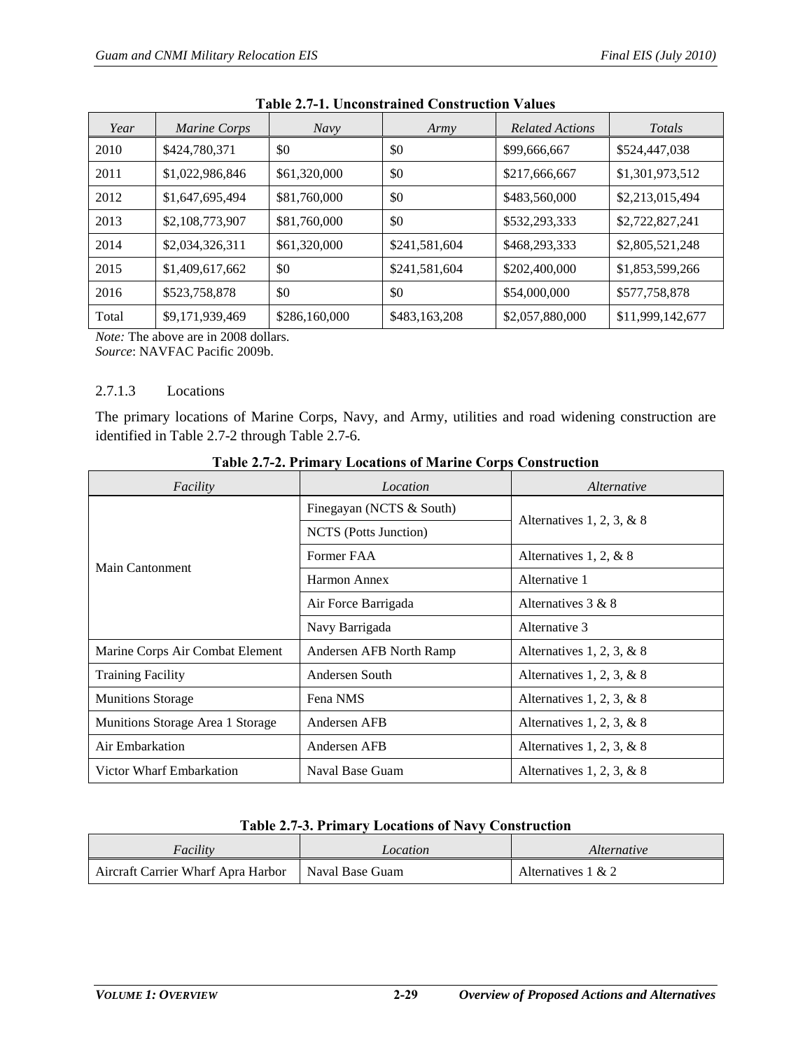**Table 2.7-1. Unconstrained Construction Values**

| *Year* | *Marine Corps* | *Navy* | *Army* | *Related Actions* | *Totals* |
|---|---|---|---|---|---|
| 2010 | $424,780,371 | $0 | $0 | $99,666,667 | $524,447,038 |
| 2011 | $1,022,986,846 | $61,320,000 | $0 | $217,666,667 | $1,301,973,512 |
| 2012 | $1,647,695,494 | $81,760,000 | $0 | $483,560,000 | $2,213,015,494 |
| 2013 | $2,108,773,907 | $81,760,000 | $0 | $532,293,333 | $2,722,827,241 |
| 2014 | $2,034,326,311 | $61,320,000 | $241,581,604 | $468,293,333 | $2,805,521,248 |
| 2015 | $1,409,617,662 | $0 | $241,581,604 | $202,400,000 | $1,853,599,266 |
| 2016 | $523,758,878 | $0 | $0 | $54,000,000 | $577,758,878 |
| Total | $9,171,939,469 | $286,160,000 | $483,163,208 | $2,057,880,000 | $11,999,142,677 |

*Note:* The above are in 2008 dollars.
*Source*: NAVFAC Pacific 2009b.

### 2.7.1.3 Locations

The primary locations of Marine Corps, Navy, and Army, utilities and road widening construction are identified in Table 2.7-2 through Table 2.7-6.

**Table 2.7-2. Primary Locations of Marine Corps Construction**

| *Facility* | *Location* | *Alternative* |
|---|---|---|
| Main Cantonment | Finegayan (NCTS & South) | Alternatives 1, 2, 3, & 8 |
| | NCTS (Potts Junction) | |
| | Former FAA | Alternatives 1, 2, & 8 |
| | Harmon Annex | Alternative 1 |
| | Air Force Barrigada | Alternatives 3 & 8 |
| | Navy Barrigada | Alternative 3 |
| Marine Corps Air Combat Element | Andersen AFB North Ramp | Alternatives 1, 2, 3, & 8 |
| Training Facility | Andersen South | Alternatives 1, 2, 3, & 8 |
| Munitions Storage | Fena NMS | Alternatives 1, 2, 3, & 8 |
| Munitions Storage Area 1 Storage | Andersen AFB | Alternatives 1, 2, 3, & 8 |
| Air Embarkation | Andersen AFB | Alternatives 1, 2, 3, & 8 |
| Victor Wharf Embarkation | Naval Base Guam | Alternatives 1, 2, 3, & 8 |

**Table 2.7-3. Primary Locations of Navy Construction**

| *Facility* | *Location* | *Alternative* |
|---|---|---|
| Aircraft Carrier Wharf Apra Harbor | Naval Base Guam | Alternatives 1 & 2 |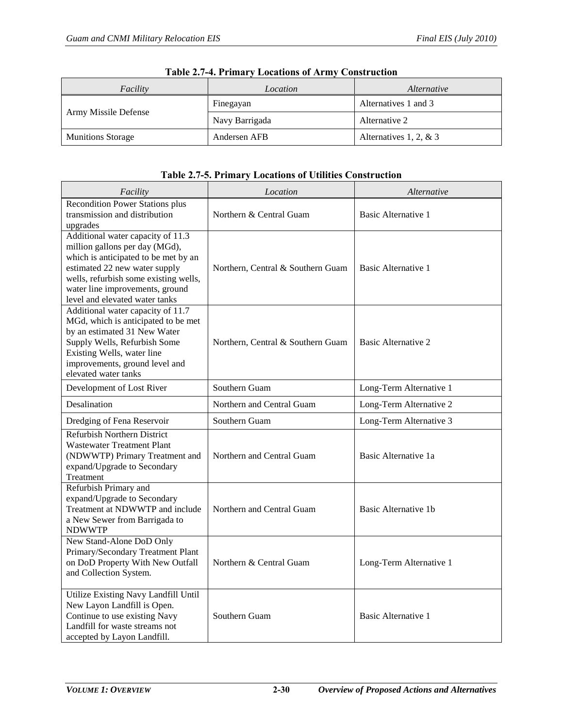**Table 2.7-4. Primary Locations of Army Construction**

| Facility | Location | Alternative |
|---|---|---|
| Army Missile Defense | Finegayan | Alternatives 1 and 3 |
| | Navy Barrigada | Alternative 2 |
| Munitions Storage | Andersen AFB | Alternatives 1, 2, & 3 |

**Table 2.7-5. Primary Locations of Utilities Construction**

| Facility | Location | Alternative |
|---|---|---|
| Recondition Power Stations plus transmission and distribution upgrades | Northern & Central Guam | Basic Alternative 1 |
| Additional water capacity of 11.3 million gallons per day (MGd), which is anticipated to be met by an estimated 22 new water supply wells, refurbish some existing wells, water line improvements, ground level and elevated water tanks | Northern, Central & Southern Guam | Basic Alternative 1 |
| Additional water capacity of 11.7 MGd, which is anticipated to be met by an estimated 31 New Water Supply Wells, Refurbish Some Existing Wells, water line improvements, ground level and elevated water tanks | Northern, Central & Southern Guam | Basic Alternative 2 |
| Development of Lost River | Southern Guam | Long-Term Alternative 1 |
| Desalination | Northern and Central Guam | Long-Term Alternative 2 |
| Dredging of Fena Reservoir | Southern Guam | Long-Term Alternative 3 |
| Refurbish Northern District Wastewater Treatment Plant (NDWWTP) Primary Treatment and expand/Upgrade to Secondary Treatment | Northern and Central Guam | Basic Alternative 1a |
| Refurbish Primary and expand/Upgrade to Secondary Treatment at NDWWTP and include a New Sewer from Barrigada to NDWWTP | Northern and Central Guam | Basic Alternative 1b |
| New Stand-Alone DoD Only Primary/Secondary Treatment Plant on DoD Property With New Outfall and Collection System. | Northern & Central Guam | Long-Term Alternative 1 |
| Utilize Existing Navy Landfill Until New Layon Landfill is Open. Continue to use existing Navy Landfill for waste streams not accepted by Layon Landfill. | Southern Guam | Basic Alternative 1 |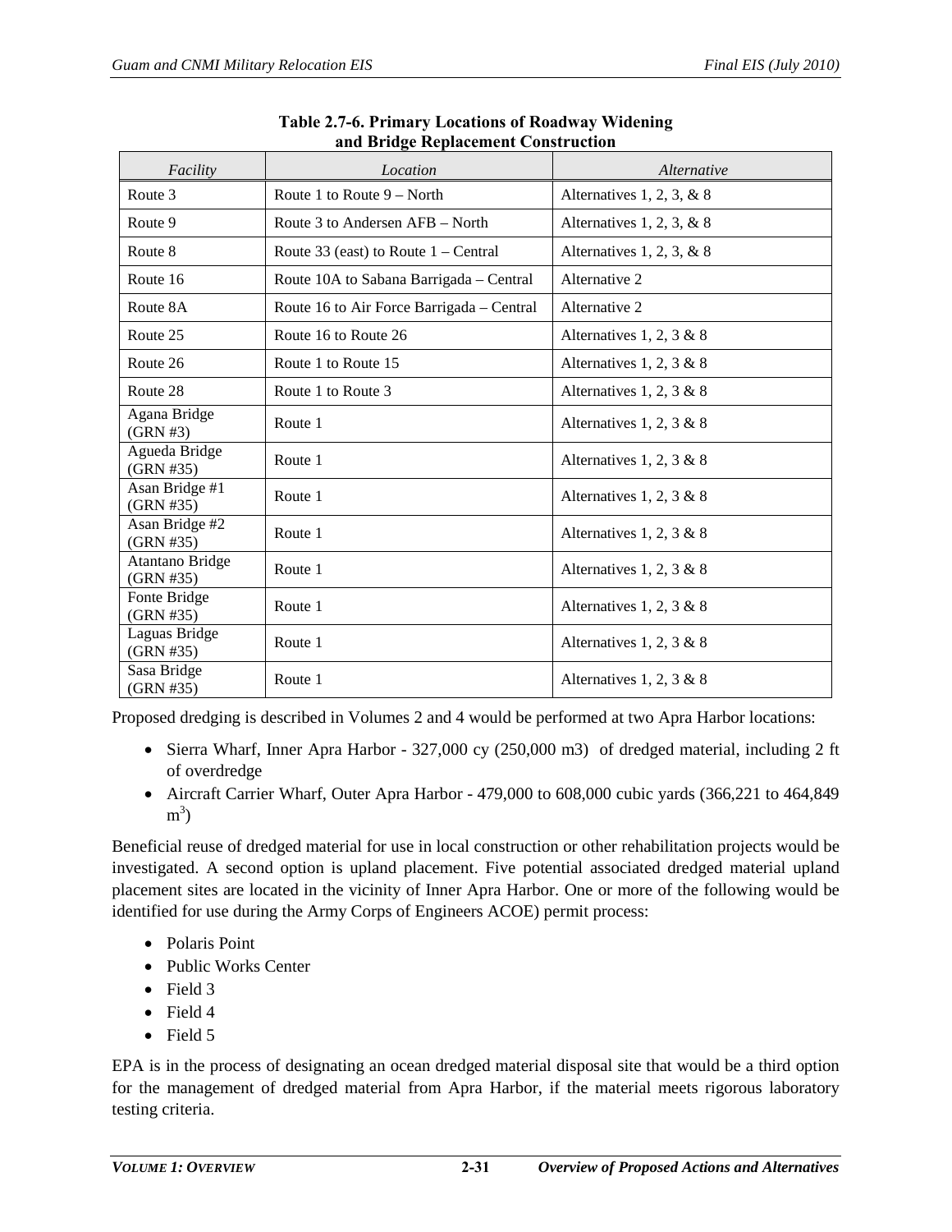**Table 2.7-6. Primary Locations of Roadway Widening and Bridge Replacement Construction**

| *Facility* | *Location* | *Alternative* |
|---|---|---|
| Route 3 | Route 1 to Route 9 – North | Alternatives 1, 2, 3, & 8 |
| Route 9 | Route 3 to Andersen AFB – North | Alternatives 1, 2, 3, & 8 |
| Route 8 | Route 33 (east) to Route 1 – Central | Alternatives 1, 2, 3, & 8 |
| Route 16 | Route 10A to Sabana Barrigada – Central | Alternative 2 |
| Route 8A | Route 16 to Air Force Barrigada – Central | Alternative 2 |
| Route 25 | Route 16 to Route 26 | Alternatives 1, 2, 3 & 8 |
| Route 26 | Route 1 to Route 15 | Alternatives 1, 2, 3 & 8 |
| Route 28 | Route 1 to Route 3 | Alternatives 1, 2, 3 & 8 |
| Agana Bridge (GRN #3) | Route 1 | Alternatives 1, 2, 3 & 8 |
| Agueda Bridge (GRN #35) | Route 1 | Alternatives 1, 2, 3 & 8 |
| Asan Bridge #1 (GRN #35) | Route 1 | Alternatives 1, 2, 3 & 8 |
| Asan Bridge #2 (GRN #35) | Route 1 | Alternatives 1, 2, 3 & 8 |
| Atantano Bridge (GRN #35) | Route 1 | Alternatives 1, 2, 3 & 8 |
| Fonte Bridge (GRN #35) | Route 1 | Alternatives 1, 2, 3 & 8 |
| Laguas Bridge (GRN #35) | Route 1 | Alternatives 1, 2, 3 & 8 |
| Sasa Bridge (GRN #35) | Route 1 | Alternatives 1, 2, 3 & 8 |

Proposed dredging is described in Volumes 2 and 4 would be performed at two Apra Harbor locations:

- Sierra Wharf, Inner Apra Harbor - 327,000 cy (250,000 m3) of dredged material, including 2 ft of overdredge
- Aircraft Carrier Wharf, Outer Apra Harbor - 479,000 to 608,000 cubic yards (366,221 to 464,849 $m^3$)

Beneficial reuse of dredged material for use in local construction or other rehabilitation projects would be investigated. A second option is upland placement. Five potential associated dredged material upland placement sites are located in the vicinity of Inner Apra Harbor. One or more of the following would be identified for use during the Army Corps of Engineers ACOE) permit process:

- Polaris Point
- Public Works Center
- Field 3
- Field 4
- Field 5

EPA is in the process of designating an ocean dredged material disposal site that would be a third option for the management of dredged material from Apra Harbor, if the material meets rigorous laboratory testing criteria.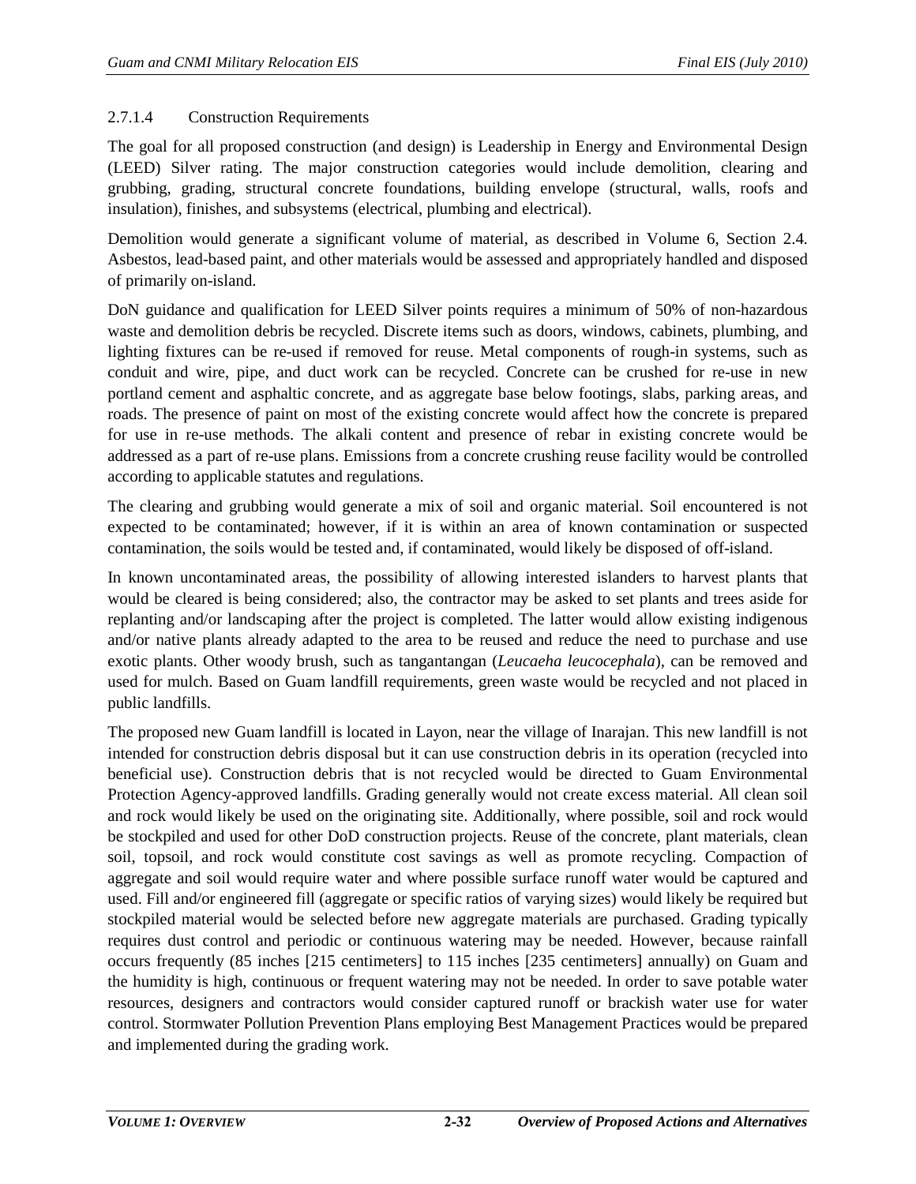#### 2.7.1.4 Construction Requirements

The goal for all proposed construction (and design) is Leadership in Energy and Environmental Design (LEED) Silver rating. The major construction categories would include demolition, clearing and grubbing, grading, structural concrete foundations, building envelope (structural, walls, roofs and insulation), finishes, and subsystems (electrical, plumbing and electrical).

Demolition would generate a significant volume of material, as described in Volume 6, Section 2.4. Asbestos, lead-based paint, and other materials would be assessed and appropriately handled and disposed of primarily on-island.

DoN guidance and qualification for LEED Silver points requires a minimum of 50% of non-hazardous waste and demolition debris be recycled. Discrete items such as doors, windows, cabinets, plumbing, and lighting fixtures can be re-used if removed for reuse. Metal components of rough-in systems, such as conduit and wire, pipe, and duct work can be recycled. Concrete can be crushed for re-use in new portland cement and asphaltic concrete, and as aggregate base below footings, slabs, parking areas, and roads. The presence of paint on most of the existing concrete would affect how the concrete is prepared for use in re-use methods. The alkali content and presence of rebar in existing concrete would be addressed as a part of re-use plans. Emissions from a concrete crushing reuse facility would be controlled according to applicable statutes and regulations.

The clearing and grubbing would generate a mix of soil and organic material. Soil encountered is not expected to be contaminated; however, if it is within an area of known contamination or suspected contamination, the soils would be tested and, if contaminated, would likely be disposed of off-island.

In known uncontaminated areas, the possibility of allowing interested islanders to harvest plants that would be cleared is being considered; also, the contractor may be asked to set plants and trees aside for replanting and/or landscaping after the project is completed. The latter would allow existing indigenous and/or native plants already adapted to the area to be reused and reduce the need to purchase and use exotic plants. Other woody brush, such as tangantangan (*Leucaeha leucocephala*), can be removed and used for mulch. Based on Guam landfill requirements, green waste would be recycled and not placed in public landfills.

The proposed new Guam landfill is located in Layon, near the village of Inarajan. This new landfill is not intended for construction debris disposal but it can use construction debris in its operation (recycled into beneficial use). Construction debris that is not recycled would be directed to Guam Environmental Protection Agency-approved landfills. Grading generally would not create excess material. All clean soil and rock would likely be used on the originating site. Additionally, where possible, soil and rock would be stockpiled and used for other DoD construction projects. Reuse of the concrete, plant materials, clean soil, topsoil, and rock would constitute cost savings as well as promote recycling. Compaction of aggregate and soil would require water and where possible surface runoff water would be captured and used. Fill and/or engineered fill (aggregate or specific ratios of varying sizes) would likely be required but stockpiled material would be selected before new aggregate materials are purchased. Grading typically requires dust control and periodic or continuous watering may be needed. However, because rainfall occurs frequently (85 inches [215 centimeters] to 115 inches [235 centimeters] annually) on Guam and the humidity is high, continuous or frequent watering may not be needed. In order to save potable water resources, designers and contractors would consider captured runoff or brackish water use for water control. Stormwater Pollution Prevention Plans employing Best Management Practices would be prepared and implemented during the grading work.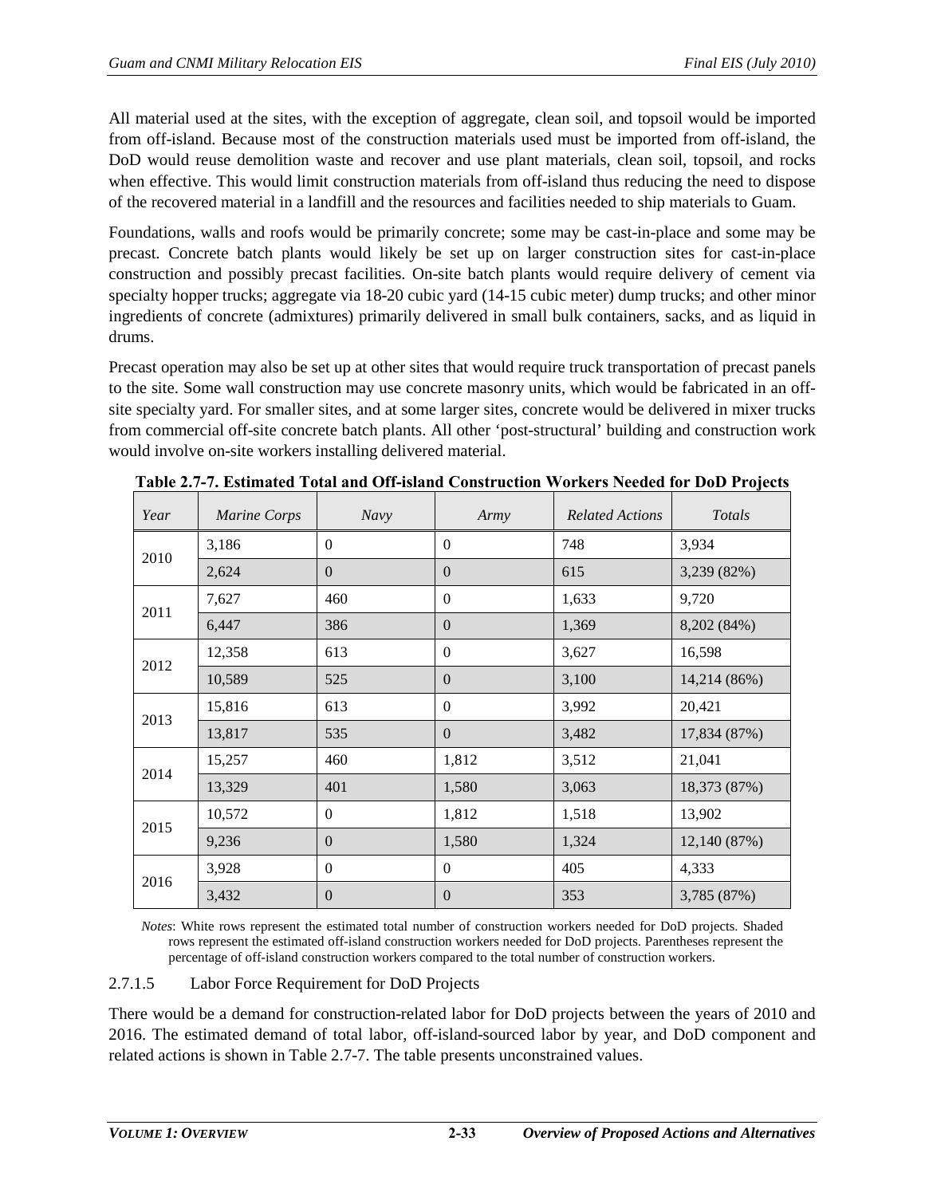All material used at the sites, with the exception of aggregate, clean soil, and topsoil would be imported from off-island. Because most of the construction materials used must be imported from off-island, the DoD would reuse demolition waste and recover and use plant materials, clean soil, topsoil, and rocks when effective. This would limit construction materials from off-island thus reducing the need to dispose of the recovered material in a landfill and the resources and facilities needed to ship materials to Guam.

Foundations, walls and roofs would be primarily concrete; some may be cast-in-place and some may be precast. Concrete batch plants would likely be set up on larger construction sites for cast-in-place construction and possibly precast facilities. On-site batch plants would require delivery of cement via specialty hopper trucks; aggregate via 18-20 cubic yard (14-15 cubic meter) dump trucks; and other minor ingredients of concrete (admixtures) primarily delivered in small bulk containers, sacks, and as liquid in drums.

Precast operation may also be set up at other sites that would require truck transportation of precast panels to the site. Some wall construction may use concrete masonry units, which would be fabricated in an off-site specialty yard. For smaller sites, and at some larger sites, concrete would be delivered in mixer trucks from commercial off-site concrete batch plants. All other 'post-structural' building and construction work would involve on-site workers installing delivered material.

**Table 2.7-7. Estimated Total and Off-island Construction Workers Needed for DoD Projects**

| *Year* | *Marine Corps* | *Navy* | *Army* | *Related Actions* | *Totals* |
|---|---|---|---|---|---|
| 2010 | 3,186 | 0 | 0 | 748 | 3,934 |
| | 2,624 | 0 | 0 | 615 | 3,239 (82%) |
| 2011 | 7,627 | 460 | 0 | 1,633 | 9,720 |
| | 6,447 | 386 | 0 | 1,369 | 8,202 (84%) |
| 2012 | 12,358 | 613 | 0 | 3,627 | 16,598 |
| | 10,589 | 525 | 0 | 3,100 | 14,214 (86%) |
| 2013 | 15,816 | 613 | 0 | 3,992 | 20,421 |
| | 13,817 | 535 | 0 | 3,482 | 17,834 (87%) |
| 2014 | 15,257 | 460 | 1,812 | 3,512 | 21,041 |
| | 13,329 | 401 | 1,580 | 3,063 | 18,373 (87%) |
| 2015 | 10,572 | 0 | 1,812 | 1,518 | 13,902 |
| | 9,236 | 0 | 1,580 | 1,324 | 12,140 (87%) |
| 2016 | 3,928 | 0 | 0 | 405 | 4,333 |
| | 3,432 | 0 | 0 | 353 | 3,785 (87%) |

*Notes*: White rows represent the estimated total number of construction workers needed for DoD projects. Shaded rows represent the estimated off-island construction workers needed for DoD projects. Parentheses represent the percentage of off-island construction workers compared to the total number of construction workers.

#### 2.7.1.5 Labor Force Requirement for DoD Projects

There would be a demand for construction-related labor for DoD projects between the years of 2010 and 2016. The estimated demand of total labor, off-island-sourced labor by year, and DoD component and related actions is shown in Table 2.7-7. The table presents unconstrained values.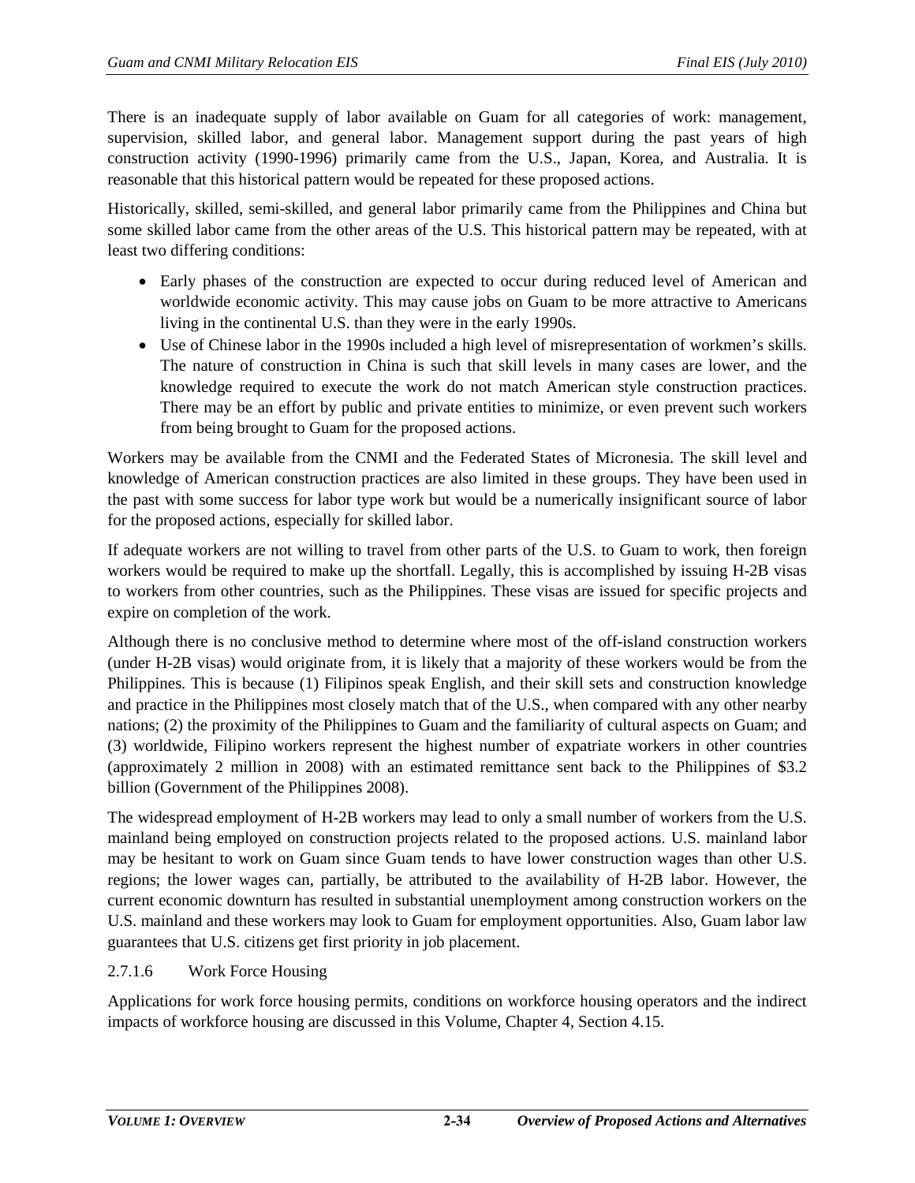There is an inadequate supply of labor available on Guam for all categories of work: management, supervision, skilled labor, and general labor. Management support during the past years of high construction activity (1990-1996) primarily came from the U.S., Japan, Korea, and Australia. It is reasonable that this historical pattern would be repeated for these proposed actions.

Historically, skilled, semi-skilled, and general labor primarily came from the Philippines and China but some skilled labor came from the other areas of the U.S. This historical pattern may be repeated, with at least two differing conditions:

- Early phases of the construction are expected to occur during reduced level of American and worldwide economic activity. This may cause jobs on Guam to be more attractive to Americans living in the continental U.S. than they were in the early 1990s.
- Use of Chinese labor in the 1990s included a high level of misrepresentation of workmen's skills. The nature of construction in China is such that skill levels in many cases are lower, and the knowledge required to execute the work do not match American style construction practices. There may be an effort by public and private entities to minimize, or even prevent such workers from being brought to Guam for the proposed actions.

Workers may be available from the CNMI and the Federated States of Micronesia. The skill level and knowledge of American construction practices are also limited in these groups. They have been used in the past with some success for labor type work but would be a numerically insignificant source of labor for the proposed actions, especially for skilled labor.

If adequate workers are not willing to travel from other parts of the U.S. to Guam to work, then foreign workers would be required to make up the shortfall. Legally, this is accomplished by issuing H-2B visas to workers from other countries, such as the Philippines. These visas are issued for specific projects and expire on completion of the work.

Although there is no conclusive method to determine where most of the off-island construction workers (under H-2B visas) would originate from, it is likely that a majority of these workers would be from the Philippines. This is because (1) Filipinos speak English, and their skill sets and construction knowledge and practice in the Philippines most closely match that of the U.S., when compared with any other nearby nations; (2) the proximity of the Philippines to Guam and the familiarity of cultural aspects on Guam; and (3) worldwide, Filipino workers represent the highest number of expatriate workers in other countries (approximately 2 million in 2008) with an estimated remittance sent back to the Philippines of $3.2 billion (Government of the Philippines 2008).

The widespread employment of H-2B workers may lead to only a small number of workers from the U.S. mainland being employed on construction projects related to the proposed actions. U.S. mainland labor may be hesitant to work on Guam since Guam tends to have lower construction wages than other U.S. regions; the lower wages can, partially, be attributed to the availability of H-2B labor. However, the current economic downturn has resulted in substantial unemployment among construction workers on the U.S. mainland and these workers may look to Guam for employment opportunities. Also, Guam labor law guarantees that U.S. citizens get first priority in job placement.

#### 2.7.1.6 Work Force Housing

Applications for work force housing permits, conditions on workforce housing operators and the indirect impacts of workforce housing are discussed in this Volume, Chapter 4, Section 4.15.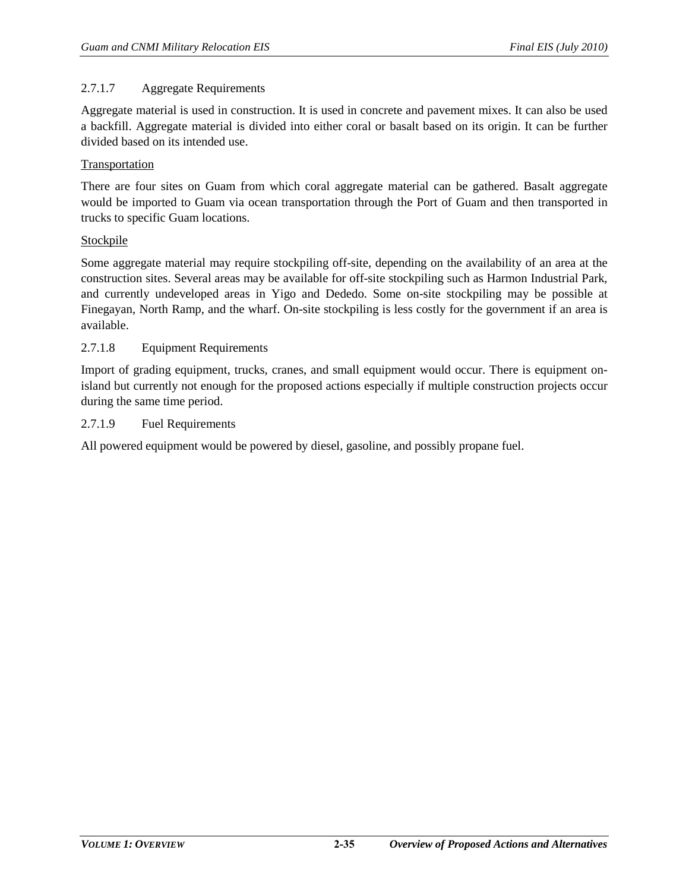#### 2.7.1.7 Aggregate Requirements

Aggregate material is used in construction. It is used in concrete and pavement mixes. It can also be used a backfill. Aggregate material is divided into either coral or basalt based on its origin. It can be further divided based on its intended use.

<u>Transportation</u>

There are four sites on Guam from which coral aggregate material can be gathered. Basalt aggregate would be imported to Guam via ocean transportation through the Port of Guam and then transported in trucks to specific Guam locations.

<u>Stockpile</u>

Some aggregate material may require stockpiling off-site, depending on the availability of an area at the construction sites. Several areas may be available for off-site stockpiling such as Harmon Industrial Park, and currently undeveloped areas in Yigo and Dededo. Some on-site stockpiling may be possible at Finegayan, North Ramp, and the wharf. On-site stockpiling is less costly for the government if an area is available.

#### 2.7.1.8 Equipment Requirements

Import of grading equipment, trucks, cranes, and small equipment would occur. There is equipment on-island but currently not enough for the proposed actions especially if multiple construction projects occur during the same time period.

#### 2.7.1.9 Fuel Requirements

All powered equipment would be powered by diesel, gasoline, and possibly propane fuel.